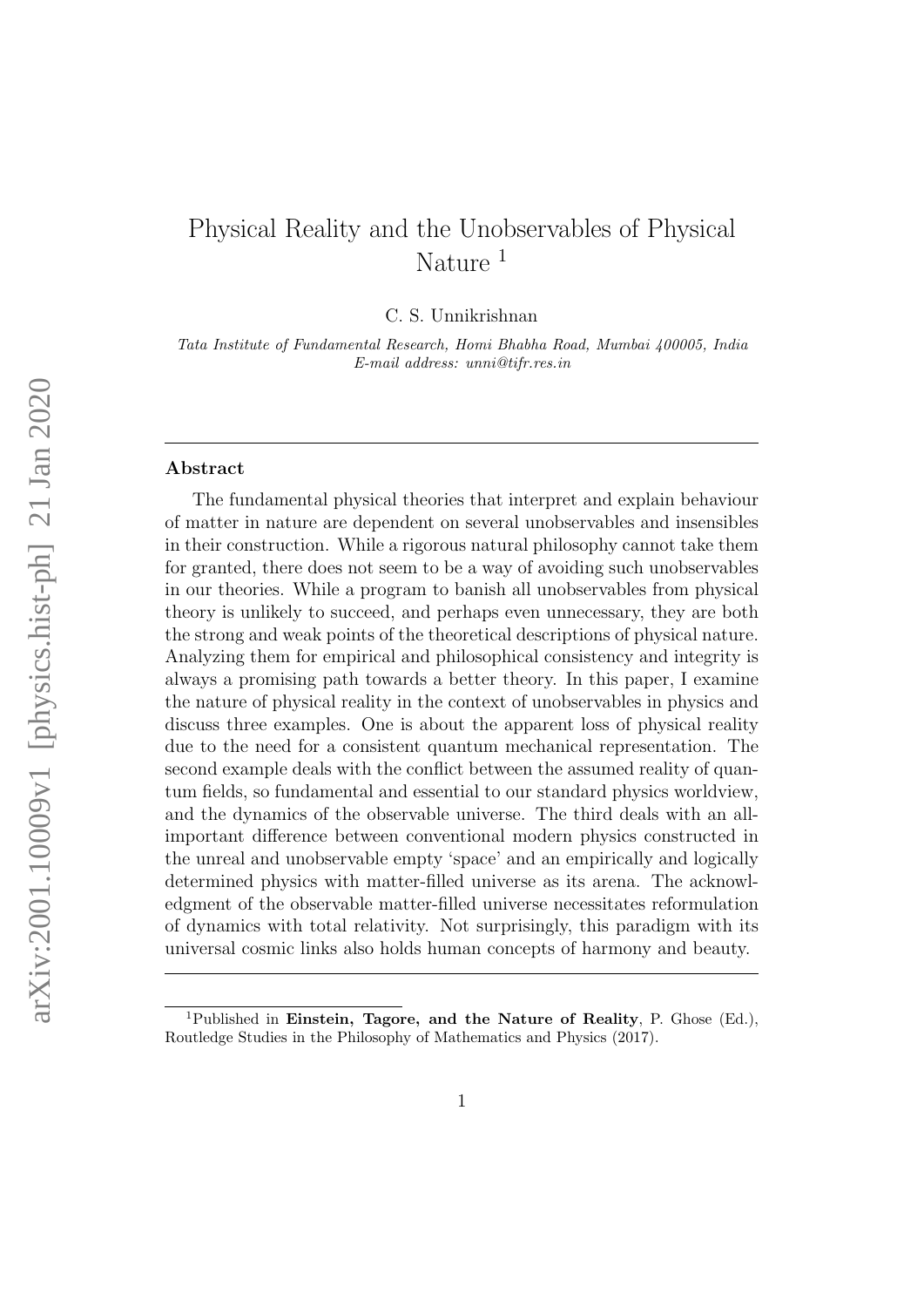# Physical Reality and the Unobservables of Physical Nature [1]

C. S. Unnikrishnan

*Tata Institute of Fundamental Research, Homi Bhabha Road, Mumbai 400005, India*
*E-mail address: unni@tifr.res.in*

---

### Abstract

The fundamental physical theories that interpret and explain behaviour of matter in nature are dependent on several unobservables and insensibles in their construction. While a rigorous natural philosophy cannot take them for granted, there does not seem to be a way of avoiding such unobservables in our theories. While a program to banish all unobservables from physical theory is unlikely to succeed, and perhaps even unnecessary, they are both the strong and weak points of the theoretical descriptions of physical nature. Analyzing them for empirical and philosophical consistency and integrity is always a promising path towards a better theory. In this paper, I examine the nature of physical reality in the context of unobservables in physics and discuss three examples. One is about the apparent loss of physical reality due to the need for a consistent quantum mechanical representation. The second example deals with the conflict between the assumed reality of quantum fields, so fundamental and essential to our standard physics worldview, and the dynamics of the observable universe. The third deals with an all-important difference between conventional modern physics constructed in the unreal and unobservable empty 'space' and an empirically and logically determined physics with matter-filled universe as its arena. The acknowledgment of the observable matter-filled universe necessitates reformulation of dynamics with total relativity. Not surprisingly, this paradigm with its universal cosmic links also holds human concepts of harmony and beauty.

---

[1] Published in **Einstein, Tagore, and the Nature of Reality**, P. Ghose (Ed.), Routledge Studies in the Philosophy of Mathematics and Physics (2017).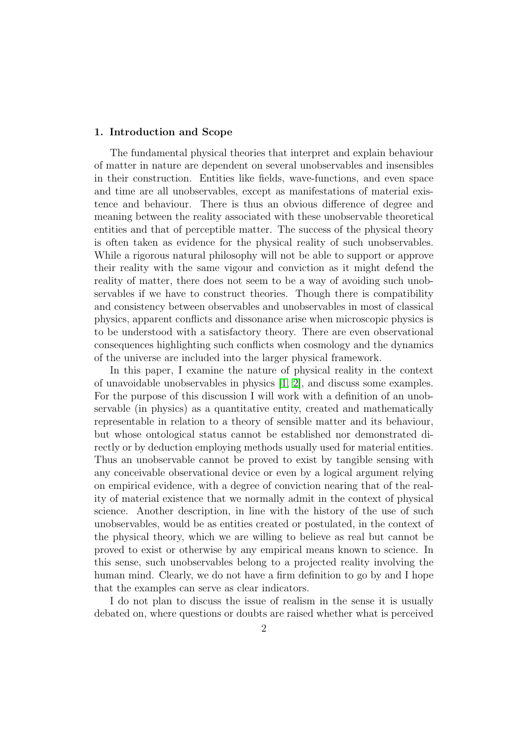## 1. Introduction and Scope

The fundamental physical theories that interpret and explain behaviour of matter in nature are dependent on several unobservables and insensibles in their construction. Entities like fields, wave-functions, and even space and time are all unobservables, except as manifestations of material existence and behaviour. There is thus an obvious difference of degree and meaning between the reality associated with these unobservable theoretical entities and that of perceptible matter. The success of the physical theory is often taken as evidence for the physical reality of such unobservables. While a rigorous natural philosophy will not be able to support or approve their reality with the same vigour and conviction as it might defend the reality of matter, there does not seem to be a way of avoiding such unobservables if we have to construct theories. Though there is compatibility and consistency between observables and unobservables in most of classical physics, apparent conflicts and dissonance arise when microscopic physics is to be understood with a satisfactory theory. There are even observational consequences highlighting such conflicts when cosmology and the dynamics of the universe are included into the larger physical framework.

In this paper, I examine the nature of physical reality in the context of unavoidable unobservables in physics [1, 2], and discuss some examples. For the purpose of this discussion I will work with a definition of an unobservable (in physics) as a quantitative entity, created and mathematically representable in relation to a theory of sensible matter and its behaviour, but whose ontological status cannot be established nor demonstrated directly or by deduction employing methods usually used for material entities. Thus an unobservable cannot be proved to exist by tangible sensing with any conceivable observational device or even by a logical argument relying on empirical evidence, with a degree of conviction nearing that of the reality of material existence that we normally admit in the context of physical science. Another description, in line with the history of the use of such unobservables, would be as entities created or postulated, in the context of the physical theory, which we are willing to believe as real but cannot be proved to exist or otherwise by any empirical means known to science. In this sense, such unobservables belong to a projected reality involving the human mind. Clearly, we do not have a firm definition to go by and I hope that the examples can serve as clear indicators.

I do not plan to discuss the issue of realism in the sense it is usually debated on, where questions or doubts are raised whether what is perceived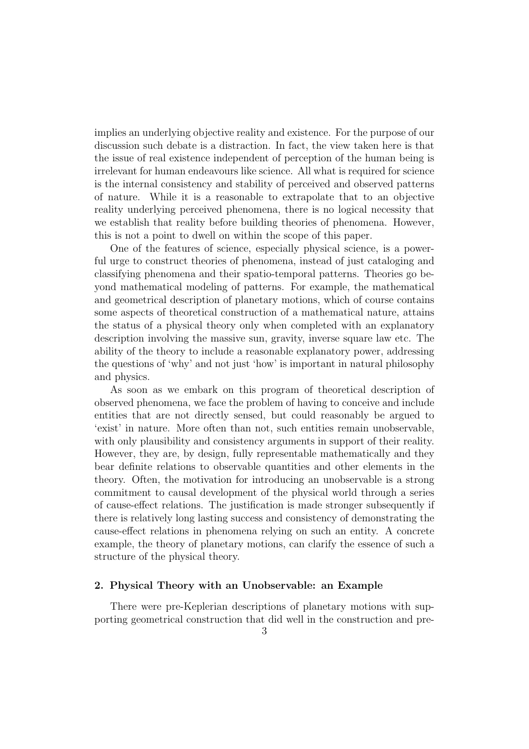implies an underlying objective reality and existence. For the purpose of our discussion such debate is a distraction. In fact, the view taken here is that the issue of real existence independent of perception of the human being is irrelevant for human endeavours like science. All what is required for science is the internal consistency and stability of perceived and observed patterns of nature. While it is a reasonable to extrapolate that to an objective reality underlying perceived phenomena, there is no logical necessity that we establish that reality before building theories of phenomena. However, this is not a point to dwell on within the scope of this paper.

One of the features of science, especially physical science, is a powerful urge to construct theories of phenomena, instead of just cataloging and classifying phenomena and their spatio-temporal patterns. Theories go beyond mathematical modeling of patterns. For example, the mathematical and geometrical description of planetary motions, which of course contains some aspects of theoretical construction of a mathematical nature, attains the status of a physical theory only when completed with an explanatory description involving the massive sun, gravity, inverse square law etc. The ability of the theory to include a reasonable explanatory power, addressing the questions of 'why' and not just 'how' is important in natural philosophy and physics.

As soon as we embark on this program of theoretical description of observed phenomena, we face the problem of having to conceive and include entities that are not directly sensed, but could reasonably be argued to 'exist' in nature. More often than not, such entities remain unobservable, with only plausibility and consistency arguments in support of their reality. However, they are, by design, fully representable mathematically and they bear definite relations to observable quantities and other elements in the theory. Often, the motivation for introducing an unobservable is a strong commitment to causal development of the physical world through a series of cause-effect relations. The justification is made stronger subsequently if there is relatively long lasting success and consistency of demonstrating the cause-effect relations in phenomena relying on such an entity. A concrete example, the theory of planetary motions, can clarify the essence of such a structure of the physical theory.

## 2. Physical Theory with an Unobservable: an Example

There were pre-Keplerian descriptions of planetary motions with supporting geometrical construction that did well in the construction and pre-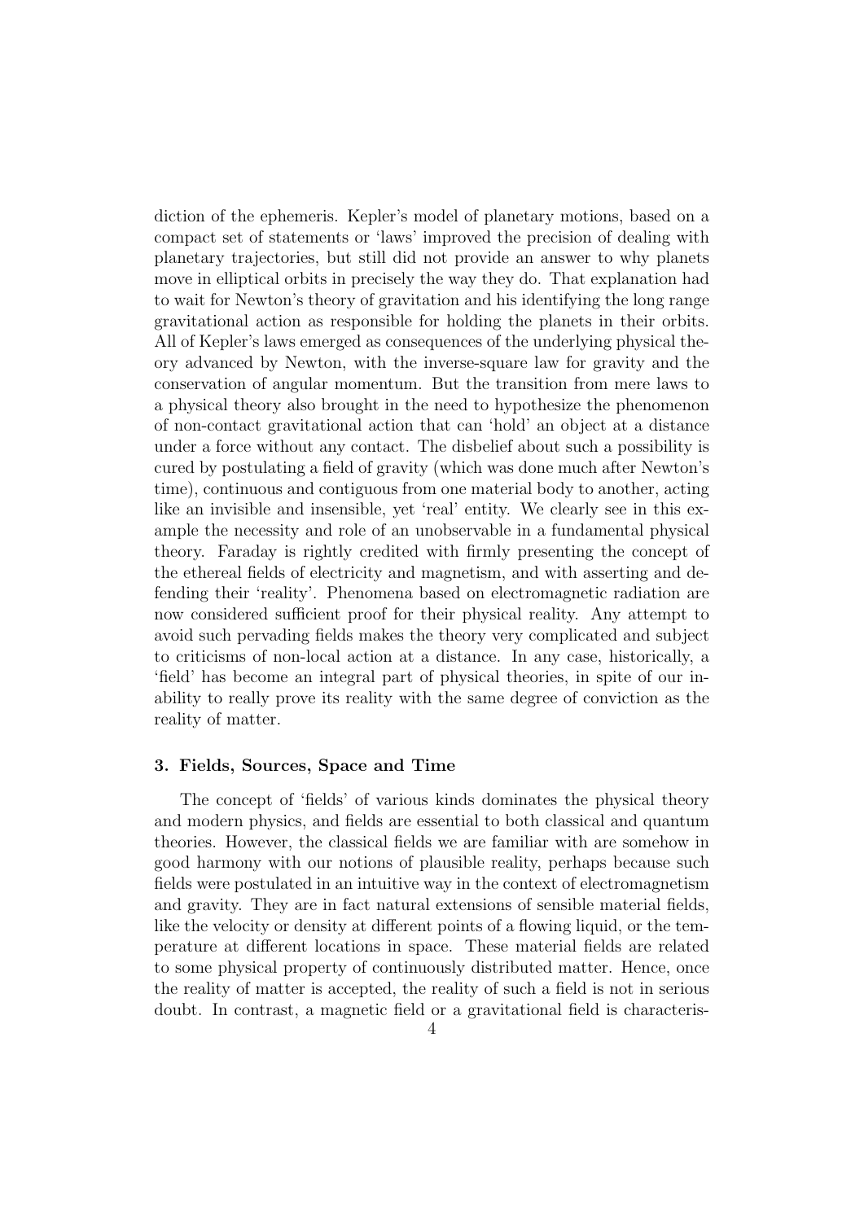diction of the ephemeris. Kepler's model of planetary motions, based on a compact set of statements or 'laws' improved the precision of dealing with planetary trajectories, but still did not provide an answer to why planets move in elliptical orbits in precisely the way they do. That explanation had to wait for Newton's theory of gravitation and his identifying the long range gravitational action as responsible for holding the planets in their orbits. All of Kepler's laws emerged as consequences of the underlying physical theory advanced by Newton, with the inverse-square law for gravity and the conservation of angular momentum. But the transition from mere laws to a physical theory also brought in the need to hypothesize the phenomenon of non-contact gravitational action that can 'hold' an object at a distance under a force without any contact. The disbelief about such a possibility is cured by postulating a field of gravity (which was done much after Newton's time), continuous and contiguous from one material body to another, acting like an invisible and insensible, yet 'real' entity. We clearly see in this example the necessity and role of an unobservable in a fundamental physical theory. Faraday is rightly credited with firmly presenting the concept of the ethereal fields of electricity and magnetism, and with asserting and defending their 'reality'. Phenomena based on electromagnetic radiation are now considered sufficient proof for their physical reality. Any attempt to avoid such pervading fields makes the theory very complicated and subject to criticisms of non-local action at a distance. In any case, historically, a 'field' has become an integral part of physical theories, in spite of our inability to really prove its reality with the same degree of conviction as the reality of matter.

### 3. Fields, Sources, Space and Time

The concept of 'fields' of various kinds dominates the physical theory and modern physics, and fields are essential to both classical and quantum theories. However, the classical fields we are familiar with are somehow in good harmony with our notions of plausible reality, perhaps because such fields were postulated in an intuitive way in the context of electromagnetism and gravity. They are in fact natural extensions of sensible material fields, like the velocity or density at different points of a flowing liquid, or the temperature at different locations in space. These material fields are related to some physical property of continuously distributed matter. Hence, once the reality of matter is accepted, the reality of such a field is not in serious doubt. In contrast, a magnetic field or a gravitational field is characteris-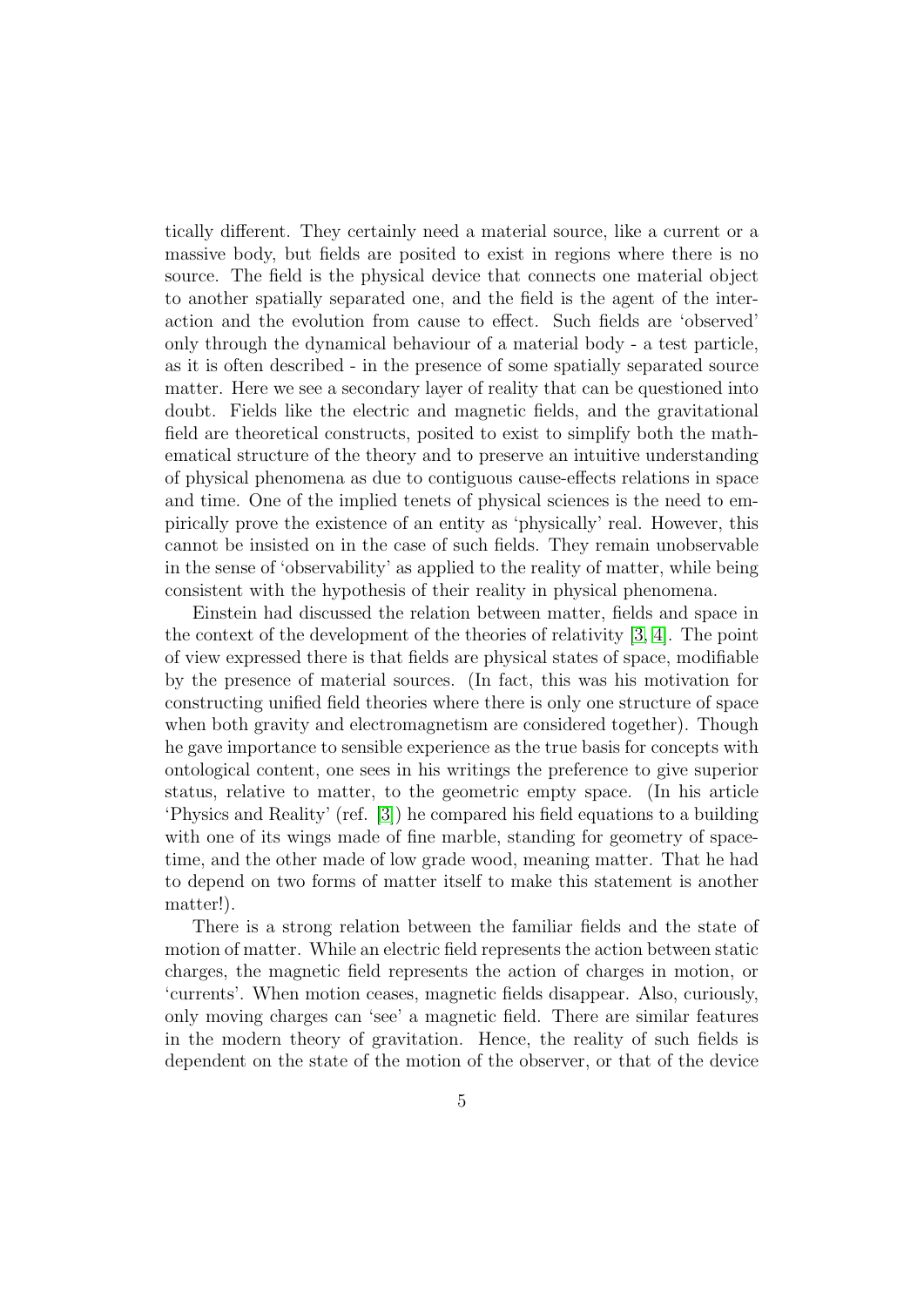tically different. They certainly need a material source, like a current or a massive body, but fields are posited to exist in regions where there is no source. The field is the physical device that connects one material object to another spatially separated one, and the field is the agent of the interaction and the evolution from cause to effect. Such fields are 'observed' only through the dynamical behaviour of a material body - a test particle, as it is often described - in the presence of some spatially separated source matter. Here we see a secondary layer of reality that can be questioned into doubt. Fields like the electric and magnetic fields, and the gravitational field are theoretical constructs, posited to exist to simplify both the mathematical structure of the theory and to preserve an intuitive understanding of physical phenomena as due to contiguous cause-effects relations in space and time. One of the implied tenets of physical sciences is the need to empirically prove the existence of an entity as 'physically' real. However, this cannot be insisted on in the case of such fields. They remain unobservable in the sense of 'observability' as applied to the reality of matter, while being consistent with the hypothesis of their reality in physical phenomena.

Einstein had discussed the relation between matter, fields and space in the context of the development of the theories of relativity [3, 4]. The point of view expressed there is that fields are physical states of space, modifiable by the presence of material sources. (In fact, this was his motivation for constructing unified field theories where there is only one structure of space when both gravity and electromagnetism are considered together). Though he gave importance to sensible experience as the true basis for concepts with ontological content, one sees in his writings the preference to give superior status, relative to matter, to the geometric empty space. (In his article 'Physics and Reality' (ref. [3]) he compared his field equations to a building with one of its wings made of fine marble, standing for geometry of spacetime, and the other made of low grade wood, meaning matter. That he had to depend on two forms of matter itself to make this statement is another matter!).

There is a strong relation between the familiar fields and the state of motion of matter. While an electric field represents the action between static charges, the magnetic field represents the action of charges in motion, or 'currents'. When motion ceases, magnetic fields disappear. Also, curiously, only moving charges can 'see' a magnetic field. There are similar features in the modern theory of gravitation. Hence, the reality of such fields is dependent on the state of the motion of the observer, or that of the device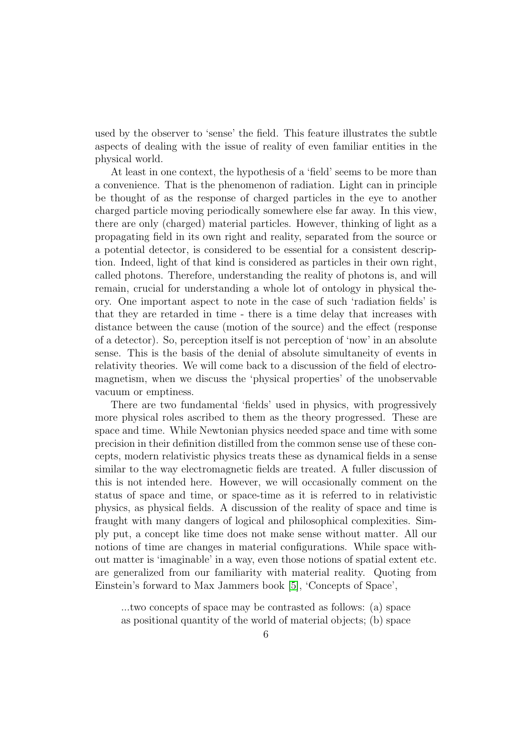used by the observer to 'sense' the field. This feature illustrates the subtle aspects of dealing with the issue of reality of even familiar entities in the physical world.

At least in one context, the hypothesis of a 'field' seems to be more than a convenience. That is the phenomenon of radiation. Light can in principle be thought of as the response of charged particles in the eye to another charged particle moving periodically somewhere else far away. In this view, there are only (charged) material particles. However, thinking of light as a propagating field in its own right and reality, separated from the source or a potential detector, is considered to be essential for a consistent description. Indeed, light of that kind is considered as particles in their own right, called photons. Therefore, understanding the reality of photons is, and will remain, crucial for understanding a whole lot of ontology in physical theory. One important aspect to note in the case of such 'radiation fields' is that they are retarded in time - there is a time delay that increases with distance between the cause (motion of the source) and the effect (response of a detector). So, perception itself is not perception of 'now' in an absolute sense. This is the basis of the denial of absolute simultaneity of events in relativity theories. We will come back to a discussion of the field of electromagnetism, when we discuss the 'physical properties' of the unobservable vacuum or emptiness.

There are two fundamental 'fields' used in physics, with progressively more physical roles ascribed to them as the theory progressed. These are space and time. While Newtonian physics needed space and time with some precision in their definition distilled from the common sense use of these concepts, modern relativistic physics treats these as dynamical fields in a sense similar to the way electromagnetic fields are treated. A fuller discussion of this is not intended here. However, we will occasionally comment on the status of space and time, or space-time as it is referred to in relativistic physics, as physical fields. A discussion of the reality of space and time is fraught with many dangers of logical and philosophical complexities. Simply put, a concept like time does not make sense without matter. All our notions of time are changes in material configurations. While space without matter is 'imaginable' in a way, even those notions of spatial extent etc. are generalized from our familiarity with material reality. Quoting from Einstein's forward to Max Jammers book [5], 'Concepts of Space',

> ...two concepts of space may be contrasted as follows: (a) space as positional quantity of the world of material objects; (b) space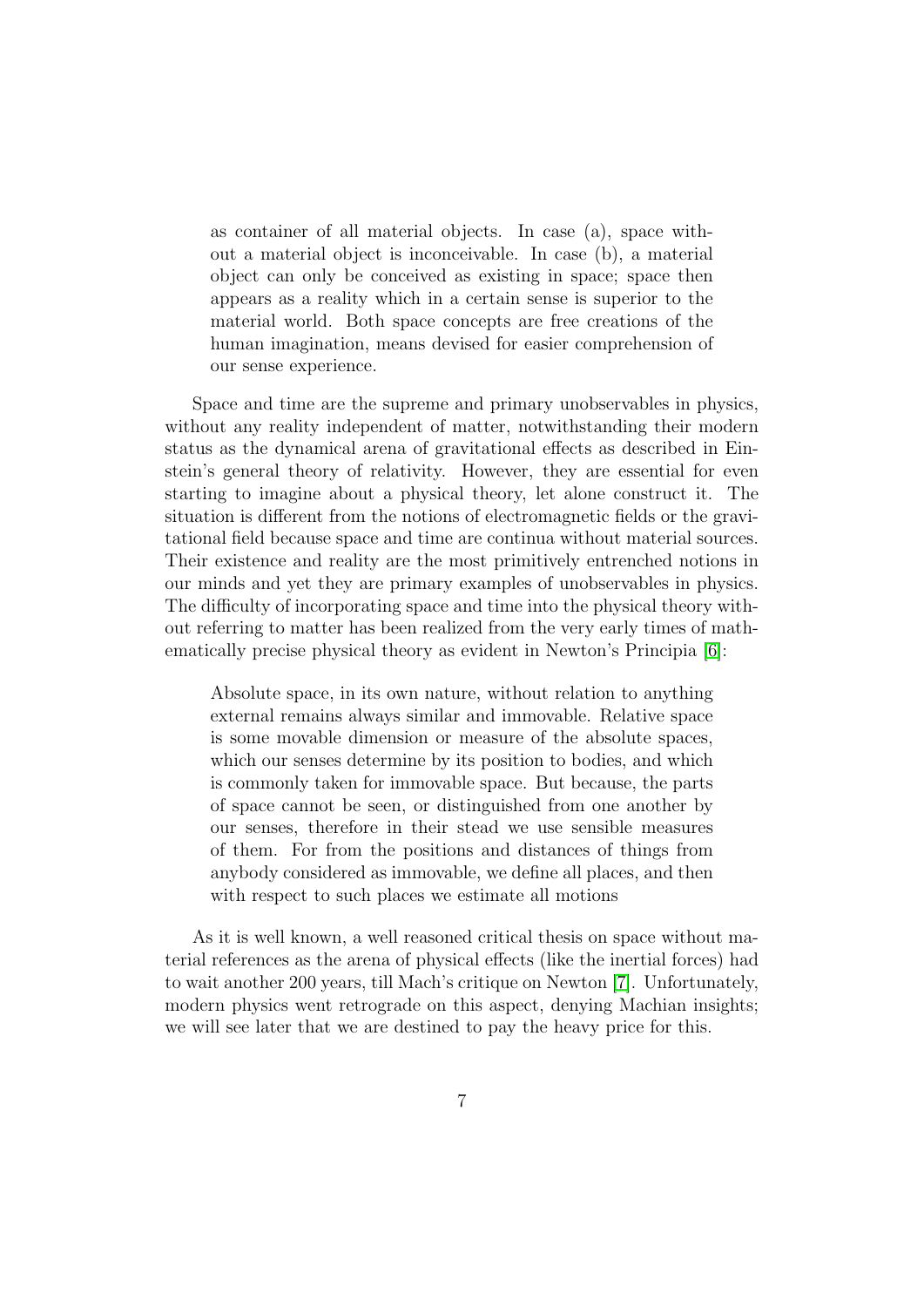> as container of all material objects. In case (a), space without a material object is inconceivable. In case (b), a material object can only be conceived as existing in space; space then appears as a reality which in a certain sense is superior to the material world. Both space concepts are free creations of the human imagination, means devised for easier comprehension of our sense experience.

Space and time are the supreme and primary unobservables in physics, without any reality independent of matter, notwithstanding their modern status as the dynamical arena of gravitational effects as described in Einstein's general theory of relativity. However, they are essential for even starting to imagine about a physical theory, let alone construct it. The situation is different from the notions of electromagnetic fields or the gravitational field because space and time are continua without material sources. Their existence and reality are the most primitively entrenched notions in our minds and yet they are primary examples of unobservables in physics. The difficulty of incorporating space and time into the physical theory without referring to matter has been realized from the very early times of mathematically precise physical theory as evident in Newton's Principia [6]:

> Absolute space, in its own nature, without relation to anything external remains always similar and immovable. Relative space is some movable dimension or measure of the absolute spaces, which our senses determine by its position to bodies, and which is commonly taken for immovable space. But because, the parts of space cannot be seen, or distinguished from one another by our senses, therefore in their stead we use sensible measures of them. For from the positions and distances of things from anybody considered as immovable, we define all places, and then with respect to such places we estimate all motions

As it is well known, a well reasoned critical thesis on space without material references as the arena of physical effects (like the inertial forces) had to wait another 200 years, till Mach's critique on Newton [7]. Unfortunately, modern physics went retrograde on this aspect, denying Machian insights; we will see later that we are destined to pay the heavy price for this.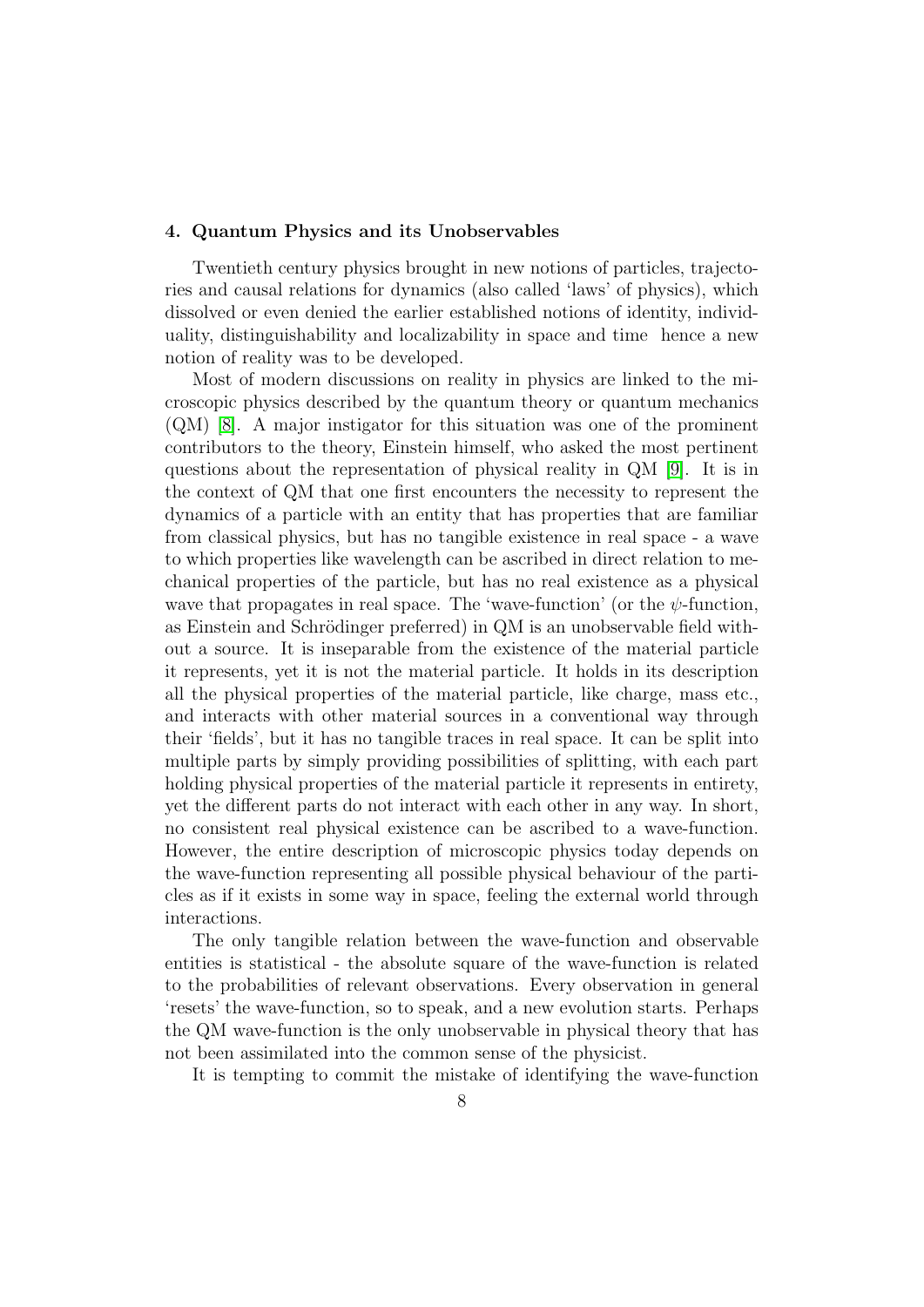### 4. Quantum Physics and its Unobservables

Twentieth century physics brought in new notions of particles, trajectories and causal relations for dynamics (also called 'laws' of physics), which dissolved or even denied the earlier established notions of identity, individuality, distinguishability and localizability in space and time hence a new notion of reality was to be developed.

Most of modern discussions on reality in physics are linked to the microscopic physics described by the quantum theory or quantum mechanics (QM) [8]. A major instigator for this situation was one of the prominent contributors to the theory, Einstein himself, who asked the most pertinent questions about the representation of physical reality in QM [9]. It is in the context of QM that one first encounters the necessity to represent the dynamics of a particle with an entity that has properties that are familiar from classical physics, but has no tangible existence in real space - a wave to which properties like wavelength can be ascribed in direct relation to mechanical properties of the particle, but has no real existence as a physical wave that propagates in real space. The 'wave-function' (or the $\psi$-function, as Einstein and Schrödinger preferred) in QM is an unobservable field without a source. It is inseparable from the existence of the material particle it represents, yet it is not the material particle. It holds in its description all the physical properties of the material particle, like charge, mass etc., and interacts with other material sources in a conventional way through their 'fields', but it has no tangible traces in real space. It can be split into multiple parts by simply providing possibilities of splitting, with each part holding physical properties of the material particle it represents in entirety, yet the different parts do not interact with each other in any way. In short, no consistent real physical existence can be ascribed to a wave-function. However, the entire description of microscopic physics today depends on the wave-function representing all possible physical behaviour of the particles as if it exists in some way in space, feeling the external world through interactions.

The only tangible relation between the wave-function and observable entities is statistical - the absolute square of the wave-function is related to the probabilities of relevant observations. Every observation in general 'resets' the wave-function, so to speak, and a new evolution starts. Perhaps the QM wave-function is the only unobservable in physical theory that has not been assimilated into the common sense of the physicist.

It is tempting to commit the mistake of identifying the wave-function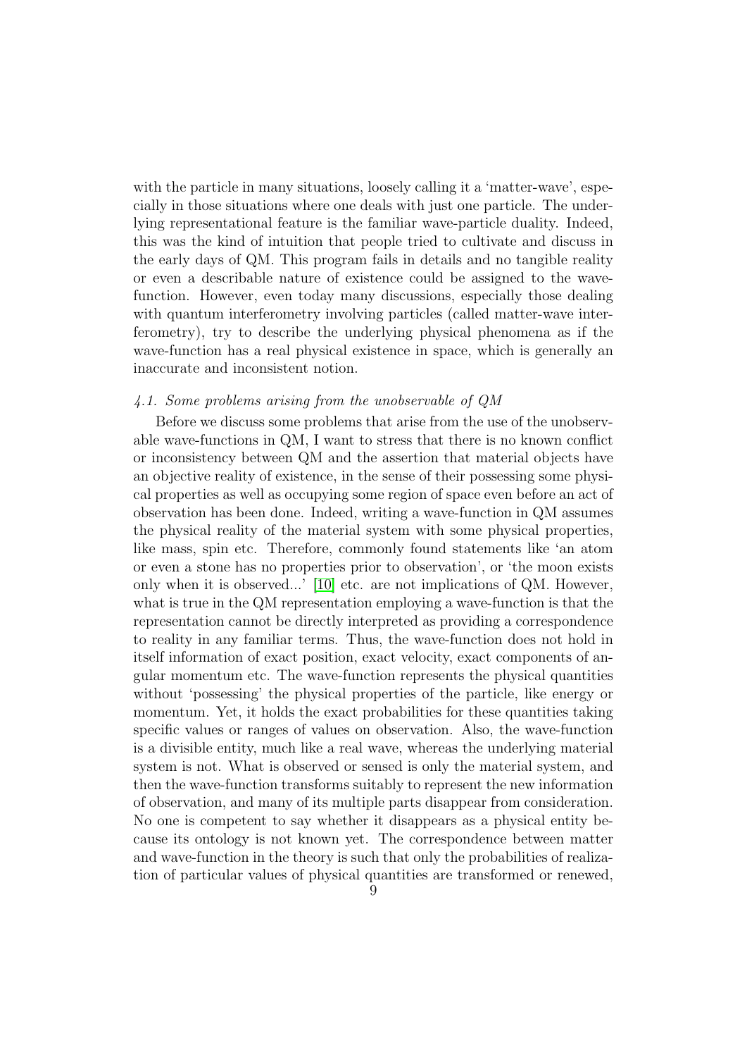with the particle in many situations, loosely calling it a 'matter-wave', especially in those situations where one deals with just one particle. The underlying representational feature is the familiar wave-particle duality. Indeed, this was the kind of intuition that people tried to cultivate and discuss in the early days of QM. This program fails in details and no tangible reality or even a describable nature of existence could be assigned to the wave-function. However, even today many discussions, especially those dealing with quantum interferometry involving particles (called matter-wave interferometry), try to describe the underlying physical phenomena as if the wave-function has a real physical existence in space, which is generally an inaccurate and inconsistent notion.

### *4.1. Some problems arising from the unobservable of QM*

Before we discuss some problems that arise from the use of the unobservable wave-functions in QM, I want to stress that there is no known conflict or inconsistency between QM and the assertion that material objects have an objective reality of existence, in the sense of their possessing some physical properties as well as occupying some region of space even before an act of observation has been done. Indeed, writing a wave-function in QM assumes the physical reality of the material system with some physical properties, like mass, spin etc. Therefore, commonly found statements like 'an atom or even a stone has no properties prior to observation', or 'the moon exists only when it is observed...' [10] etc. are not implications of QM. However, what is true in the QM representation employing a wave-function is that the representation cannot be directly interpreted as providing a correspondence to reality in any familiar terms. Thus, the wave-function does not hold in itself information of exact position, exact velocity, exact components of angular momentum etc. The wave-function represents the physical quantities without 'possessing' the physical properties of the particle, like energy or momentum. Yet, it holds the exact probabilities for these quantities taking specific values or ranges of values on observation. Also, the wave-function is a divisible entity, much like a real wave, whereas the underlying material system is not. What is observed or sensed is only the material system, and then the wave-function transforms suitably to represent the new information of observation, and many of its multiple parts disappear from consideration. No one is competent to say whether it disappears as a physical entity because its ontology is not known yet. The correspondence between matter and wave-function in the theory is such that only the probabilities of realization of particular values of physical quantities are transformed or renewed,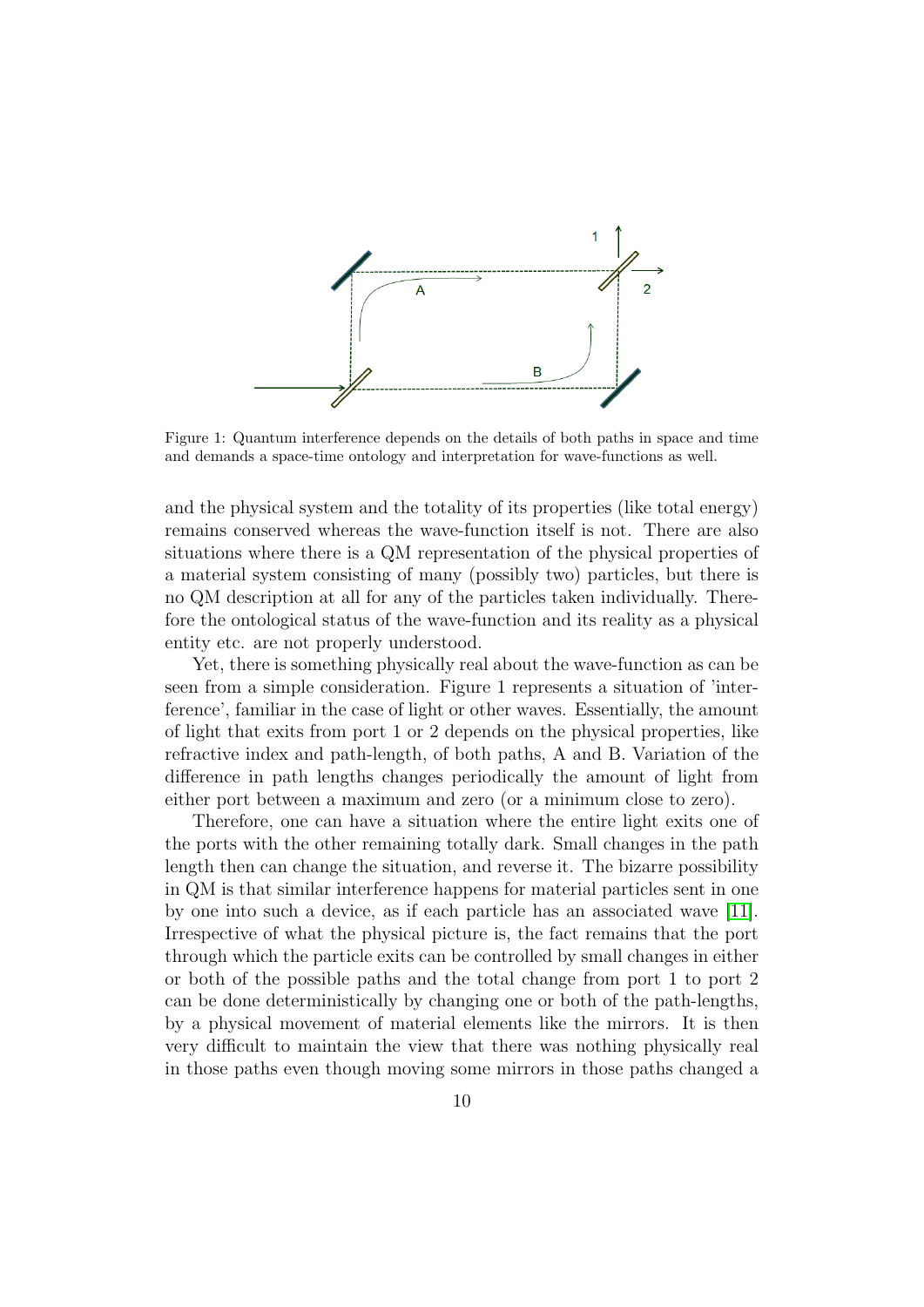Figure 1: Quantum interference depends on the details of both paths in space and time and demands a space-time ontology and interpretation for wave-functions as well.

and the physical system and the totality of its properties (like total energy) remains conserved whereas the wave-function itself is not. There are also situations where there is a QM representation of the physical properties of a material system consisting of many (possibly two) particles, but there is no QM description at all for any of the particles taken individually. Therefore the ontological status of the wave-function and its reality as a physical entity etc. are not properly understood.

Yet, there is something physically real about the wave-function as can be seen from a simple consideration. Figure 1 represents a situation of 'interference', familiar in the case of light or other waves. Essentially, the amount of light that exits from port 1 or 2 depends on the physical properties, like refractive index and path-length, of both paths, A and B. Variation of the difference in path lengths changes periodically the amount of light from either port between a maximum and zero (or a minimum close to zero).

Therefore, one can have a situation where the entire light exits one of the ports with the other remaining totally dark. Small changes in the path length then can change the situation, and reverse it. The bizarre possibility in QM is that similar interference happens for material particles sent in one by one into such a device, as if each particle has an associated wave [11]. Irrespective of what the physical picture is, the fact remains that the port through which the particle exits can be controlled by small changes in either or both of the possible paths and the total change from port 1 to port 2 can be done deterministically by changing one or both of the path-lengths, by a physical movement of material elements like the mirrors. It is then very difficult to maintain the view that there was nothing physically real in those paths even though moving some mirrors in those paths changed a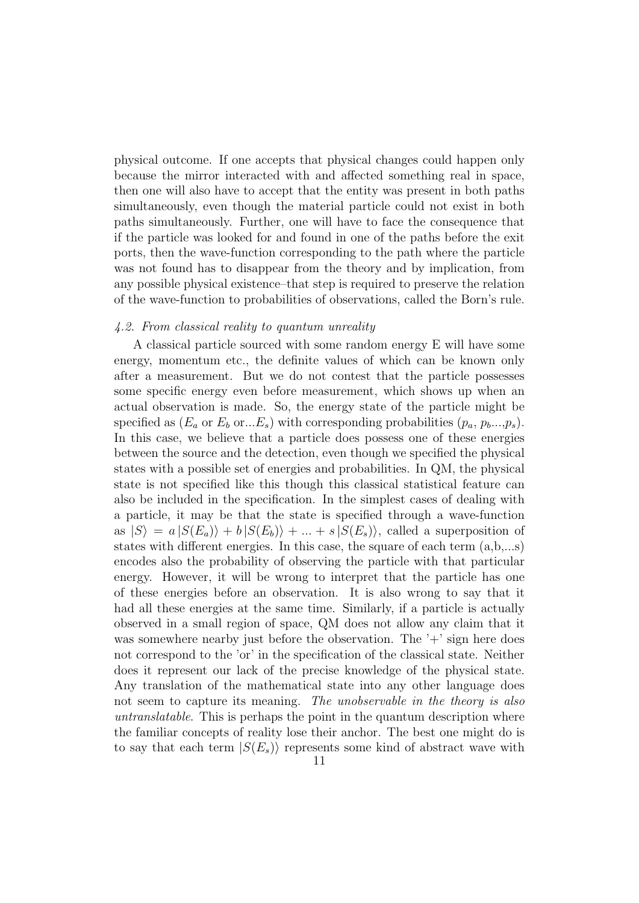physical outcome. If one accepts that physical changes could happen only because the mirror interacted with and affected something real in space, then one will also have to accept that the entity was present in both paths simultaneously, even though the material particle could not exist in both paths simultaneously. Further, one will have to face the consequence that if the particle was looked for and found in one of the paths before the exit ports, then the wave-function corresponding to the path where the particle was not found has to disappear from the theory and by implication, from any possible physical existence–that step is required to preserve the relation of the wave-function to probabilities of observations, called the Born's rule.

### *4.2. From classical reality to quantum unreality*

A classical particle sourced with some random energy E will have some energy, momentum etc., the definite values of which can be known only after a measurement. But we do not contest that the particle possesses some specific energy even before measurement, which shows up when an actual observation is made. So, the energy state of the particle might be specified as ($E_a$ or $E_b$ or...$E_s$) with corresponding probabilities ($p_a$, $p_b$...,$p_s$). In this case, we believe that a particle does possess one of these energies between the source and the detection, even though we specified the physical states with a possible set of energies and probabilities. In QM, the physical state is not specified like this though this classical statistical feature can also be included in the specification. In the simplest cases of dealing with a particle, it may be that the state is specified through a wave-function as $|S\rangle = a\,|S(E_a)\rangle + b\,|S(E_b)\rangle + ... + s\,|S(E_s)\rangle$, called a superposition of states with different energies. In this case, the square of each term (a,b,...s) encodes also the probability of observing the particle with that particular energy. However, it will be wrong to interpret that the particle has one of these energies before an observation. It is also wrong to say that it had all these energies at the same time. Similarly, if a particle is actually observed in a small region of space, QM does not allow any claim that it was somewhere nearby just before the observation. The '+' sign here does not correspond to the 'or' in the specification of the classical state. Neither does it represent our lack of the precise knowledge of the physical state. Any translation of the mathematical state into any other language does not seem to capture its meaning. *The unobservable in the theory is also untranslatable*. This is perhaps the point in the quantum description where the familiar concepts of reality lose their anchor. The best one might do is to say that each term $|S(E_s)\rangle$ represents some kind of abstract wave with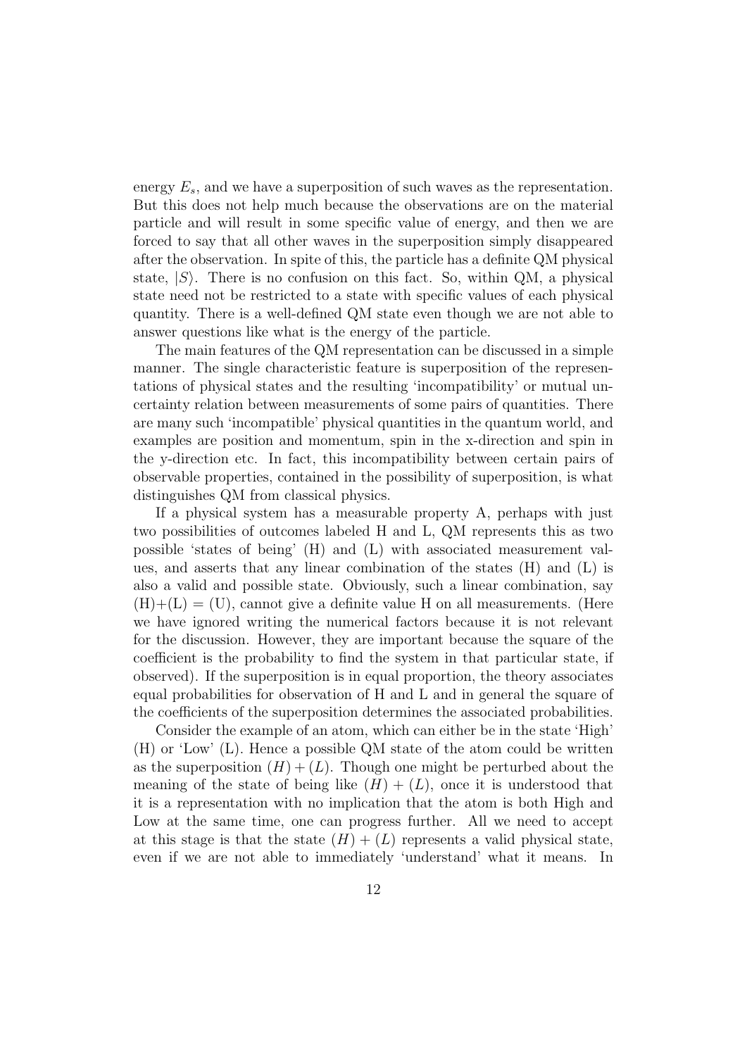energy $E_s$, and we have a superposition of such waves as the representation. But this does not help much because the observations are on the material particle and will result in some specific value of energy, and then we are forced to say that all other waves in the superposition simply disappeared after the observation. In spite of this, the particle has a definite QM physical state, $|S\rangle$. There is no confusion on this fact. So, within QM, a physical state need not be restricted to a state with specific values of each physical quantity. There is a well-defined QM state even though we are not able to answer questions like what is the energy of the particle.

The main features of the QM representation can be discussed in a simple manner. The single characteristic feature is superposition of the representations of physical states and the resulting 'incompatibility' or mutual uncertainty relation between measurements of some pairs of quantities. There are many such 'incompatible' physical quantities in the quantum world, and examples are position and momentum, spin in the x-direction and spin in the y-direction etc. In fact, this incompatibility between certain pairs of observable properties, contained in the possibility of superposition, is what distinguishes QM from classical physics.

If a physical system has a measurable property A, perhaps with just two possibilities of outcomes labeled H and L, QM represents this as two possible 'states of being' (H) and (L) with associated measurement values, and asserts that any linear combination of the states (H) and (L) is also a valid and possible state. Obviously, such a linear combination, say (H)+(L) = (U), cannot give a definite value H on all measurements. (Here we have ignored writing the numerical factors because it is not relevant for the discussion. However, they are important because the square of the coefficient is the probability to find the system in that particular state, if observed). If the superposition is in equal proportion, the theory associates equal probabilities for observation of H and L and in general the square of the coefficients of the superposition determines the associated probabilities.

Consider the example of an atom, which can either be in the state 'High' (H) or 'Low' (L). Hence a possible QM state of the atom could be written as the superposition $(H) + (L)$. Though one might be perturbed about the meaning of the state of being like $(H) + (L)$, once it is understood that it is a representation with no implication that the atom is both High and Low at the same time, one can progress further. All we need to accept at this stage is that the state $(H) + (L)$ represents a valid physical state, even if we are not able to immediately 'understand' what it means. In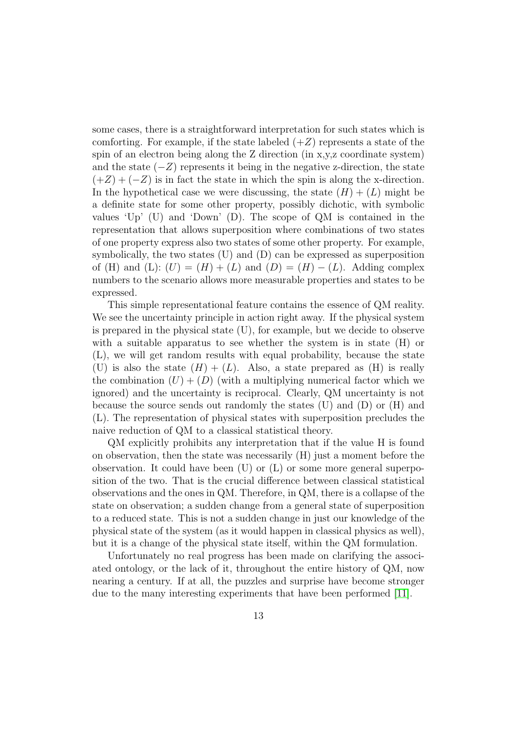some cases, there is a straightforward interpretation for such states which is comforting. For example, if the state labeled $(+Z)$ represents a state of the spin of an electron being along the Z direction (in x,y,z coordinate system) and the state $(-Z)$ represents it being in the negative z-direction, the state $(+Z) + (-Z)$ is in fact the state in which the spin is along the x-direction. In the hypothetical case we were discussing, the state $(H) + (L)$ might be a definite state for some other property, possibly dichotic, with symbolic values 'Up' (U) and 'Down' (D). The scope of QM is contained in the representation that allows superposition where combinations of two states of one property express also two states of some other property. For example, symbolically, the two states (U) and (D) can be expressed as superposition of (H) and (L): $(U) = (H) + (L)$ and $(D) = (H) - (L)$. Adding complex numbers to the scenario allows more measurable properties and states to be expressed.

This simple representational feature contains the essence of QM reality. We see the uncertainty principle in action right away. If the physical system is prepared in the physical state (U), for example, but we decide to observe with a suitable apparatus to see whether the system is in state (H) or (L), we will get random results with equal probability, because the state (U) is also the state $(H) + (L)$. Also, a state prepared as (H) is really the combination $(U) + (D)$ (with a multiplying numerical factor which we ignored) and the uncertainty is reciprocal. Clearly, QM uncertainty is not because the source sends out randomly the states (U) and (D) or (H) and (L). The representation of physical states with superposition precludes the naive reduction of QM to a classical statistical theory.

QM explicitly prohibits any interpretation that if the value H is found on observation, then the state was necessarily (H) just a moment before the observation. It could have been (U) or (L) or some more general superposition of the two. That is the crucial difference between classical statistical observations and the ones in QM. Therefore, in QM, there is a collapse of the state on observation; a sudden change from a general state of superposition to a reduced state. This is not a sudden change in just our knowledge of the physical state of the system (as it would happen in classical physics as well), but it is a change of the physical state itself, within the QM formulation.

Unfortunately no real progress has been made on clarifying the associated ontology, or the lack of it, throughout the entire history of QM, now nearing a century. If at all, the puzzles and surprise have become stronger due to the many interesting experiments that have been performed [11].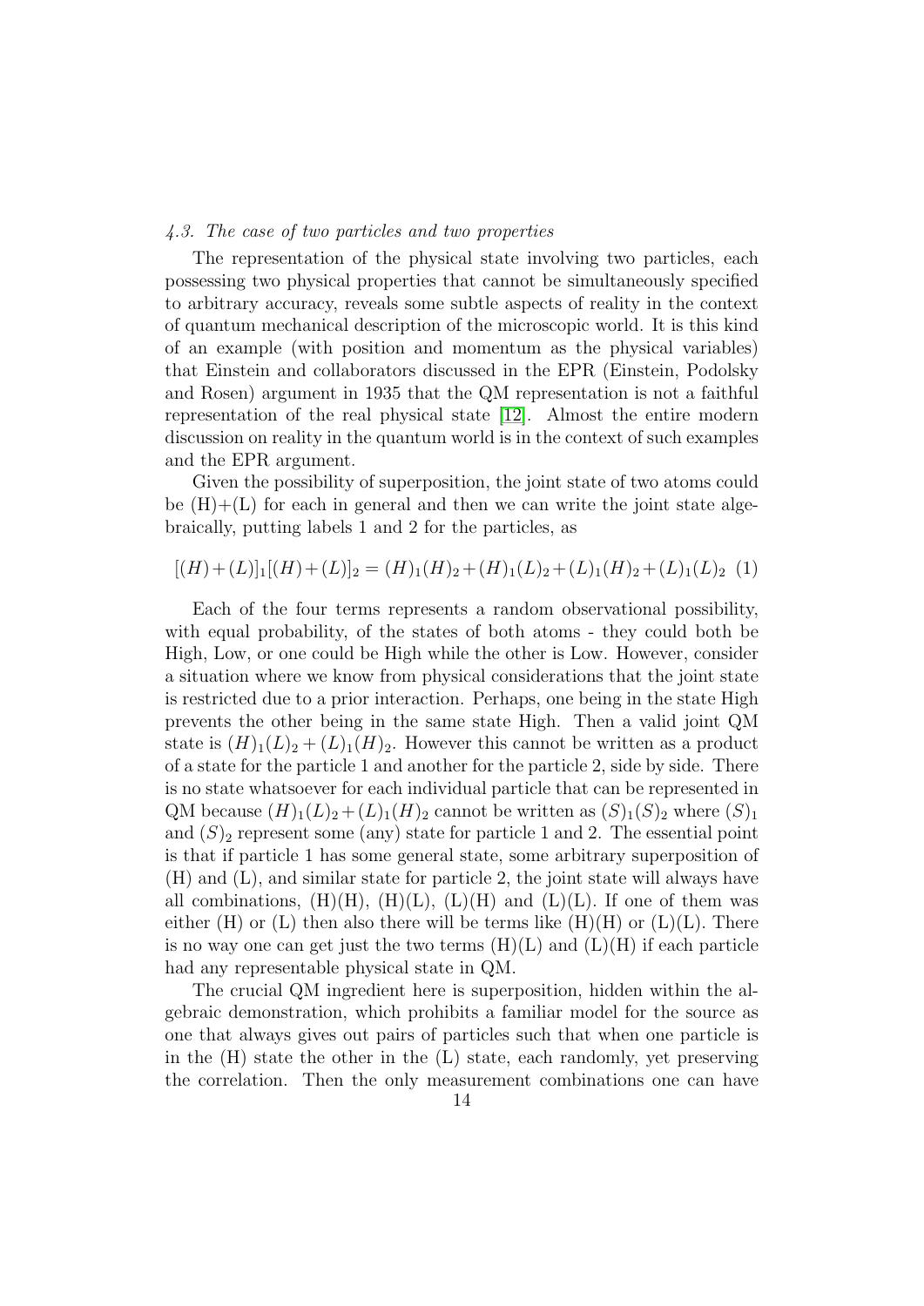*4.3. The case of two particles and two properties*

The representation of the physical state involving two particles, each possessing two physical properties that cannot be simultaneously specified to arbitrary accuracy, reveals some subtle aspects of reality in the context of quantum mechanical description of the microscopic world. It is this kind of an example (with position and momentum as the physical variables) that Einstein and collaborators discussed in the EPR (Einstein, Podolsky and Rosen) argument in 1935 that the QM representation is not a faithful representation of the real physical state [12]. Almost the entire modern discussion on reality in the quantum world is in the context of such examples and the EPR argument.

Given the possibility of superposition, the joint state of two atoms could be (H)+(L) for each in general and then we can write the joint state algebraically, putting labels 1 and 2 for the particles, as

$$[(H)+(L)]_1[(H)+(L)]_2 = (H)_1(H)_2+(H)_1(L)_2+(L)_1(H)_2+(L)_1(L)_2 \quad (1)$$

Each of the four terms represents a random observational possibility, with equal probability, of the states of both atoms - they could both be High, Low, or one could be High while the other is Low. However, consider a situation where we know from physical considerations that the joint state is restricted due to a prior interaction. Perhaps, one being in the state High prevents the other being in the same state High. Then a valid joint QM state is $(H)_1(L)_2 + (L)_1(H)_2$. However this cannot be written as a product of a state for the particle 1 and another for the particle 2, side by side. There is no state whatsoever for each individual particle that can be represented in QM because $(H)_1(L)_2 + (L)_1(H)_2$ cannot be written as $(S)_1(S)_2$ where $(S)_1$ and $(S)_2$ represent some (any) state for particle 1 and 2. The essential point is that if particle 1 has some general state, some arbitrary superposition of (H) and (L), and similar state for particle 2, the joint state will always have all combinations, (H)(H), (H)(L), (L)(H) and (L)(L). If one of them was either (H) or (L) then also there will be terms like (H)(H) or (L)(L). There is no way one can get just the two terms (H)(L) and (L)(H) if each particle had any representable physical state in QM.

The crucial QM ingredient here is superposition, hidden within the algebraic demonstration, which prohibits a familiar model for the source as one that always gives out pairs of particles such that when one particle is in the (H) state the other in the (L) state, each randomly, yet preserving the correlation. Then the only measurement combinations one can have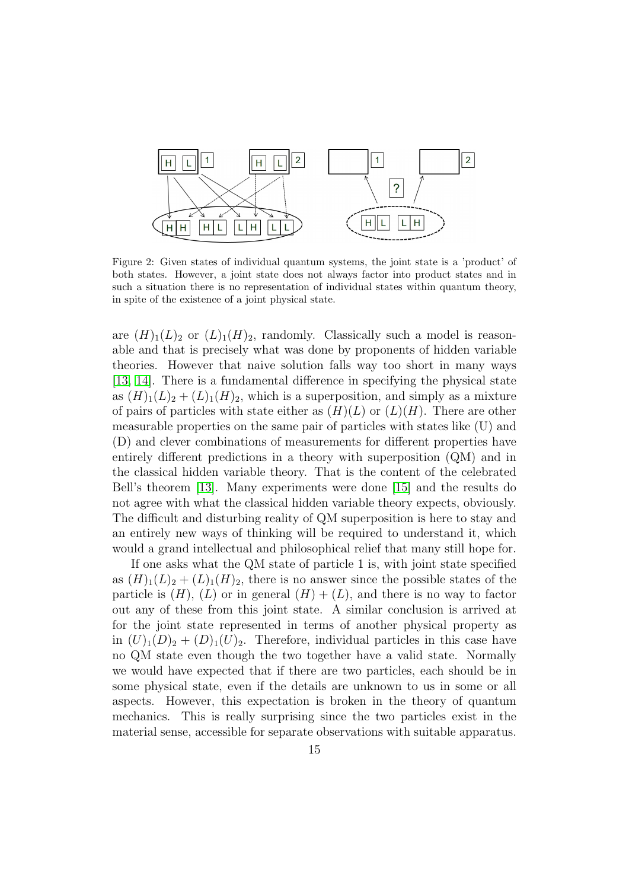Figure 2: Given states of individual quantum systems, the joint state is a 'product' of both states. However, a joint state does not always factor into product states and in such a situation there is no representation of individual states within quantum theory, in spite of the existence of a joint physical state.

are $(H)_1(L)_2$ or $(L)_1(H)_2$, randomly. Classically such a model is reasonable and that is precisely what was done by proponents of hidden variable theories. However that naive solution falls way too short in many ways [13, 14]. There is a fundamental difference in specifying the physical state as $(H)_1(L)_2 + (L)_1(H)_2$, which is a superposition, and simply as a mixture of pairs of particles with state either as $(H)(L)$ or $(L)(H)$. There are other measurable properties on the same pair of particles with states like (U) and (D) and clever combinations of measurements for different properties have entirely different predictions in a theory with superposition (QM) and in the classical hidden variable theory. That is the content of the celebrated Bell's theorem [13]. Many experiments were done [15] and the results do not agree with what the classical hidden variable theory expects, obviously. The difficult and disturbing reality of QM superposition is here to stay and an entirely new ways of thinking will be required to understand it, which would a grand intellectual and philosophical relief that many still hope for.

If one asks what the QM state of particle 1 is, with joint state specified as $(H)_1(L)_2 + (L)_1(H)_2$, there is no answer since the possible states of the particle is $(H)$, $(L)$ or in general $(H) + (L)$, and there is no way to factor out any of these from this joint state. A similar conclusion is arrived at for the joint state represented in terms of another physical property as in $(U)_1(D)_2 + (D)_1(U)_2$. Therefore, individual particles in this case have no QM state even though the two together have a valid state. Normally we would have expected that if there are two particles, each should be in some physical state, even if the details are unknown to us in some or all aspects. However, this expectation is broken in the theory of quantum mechanics. This is really surprising since the two particles exist in the material sense, accessible for separate observations with suitable apparatus.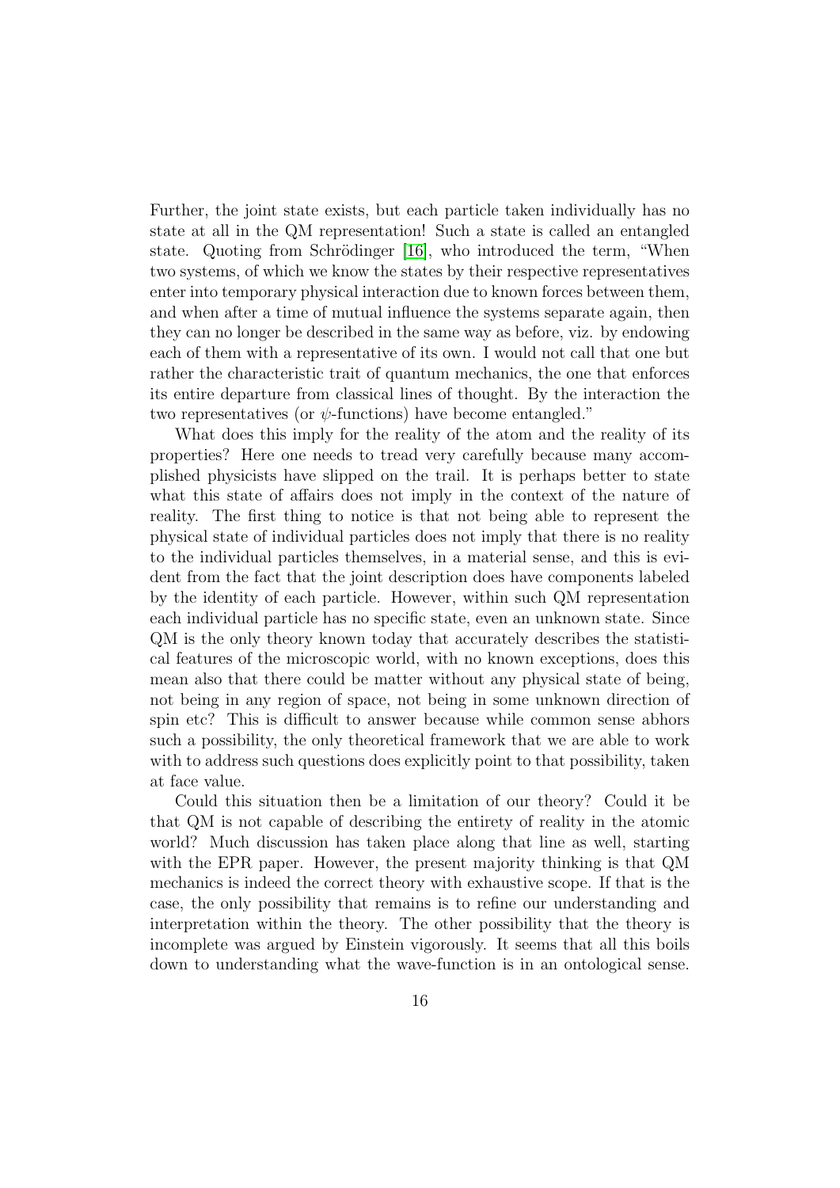Further, the joint state exists, but each particle taken individually has no state at all in the QM representation! Such a state is called an entangled state. Quoting from Schrödinger [16], who introduced the term, "When two systems, of which we know the states by their respective representatives enter into temporary physical interaction due to known forces between them, and when after a time of mutual influence the systems separate again, then they can no longer be described in the same way as before, viz. by endowing each of them with a representative of its own. I would not call that one but rather the characteristic trait of quantum mechanics, the one that enforces its entire departure from classical lines of thought. By the interaction the two representatives (or $\psi$-functions) have become entangled."

What does this imply for the reality of the atom and the reality of its properties? Here one needs to tread very carefully because many accomplished physicists have slipped on the trail. It is perhaps better to state what this state of affairs does not imply in the context of the nature of reality. The first thing to notice is that not being able to represent the physical state of individual particles does not imply that there is no reality to the individual particles themselves, in a material sense, and this is evident from the fact that the joint description does have components labeled by the identity of each particle. However, within such QM representation each individual particle has no specific state, even an unknown state. Since QM is the only theory known today that accurately describes the statistical features of the microscopic world, with no known exceptions, does this mean also that there could be matter without any physical state of being, not being in any region of space, not being in some unknown direction of spin etc? This is difficult to answer because while common sense abhors such a possibility, the only theoretical framework that we are able to work with to address such questions does explicitly point to that possibility, taken at face value.

Could this situation then be a limitation of our theory? Could it be that QM is not capable of describing the entirety of reality in the atomic world? Much discussion has taken place along that line as well, starting with the EPR paper. However, the present majority thinking is that QM mechanics is indeed the correct theory with exhaustive scope. If that is the case, the only possibility that remains is to refine our understanding and interpretation within the theory. The other possibility that the theory is incomplete was argued by Einstein vigorously. It seems that all this boils down to understanding what the wave-function is in an ontological sense.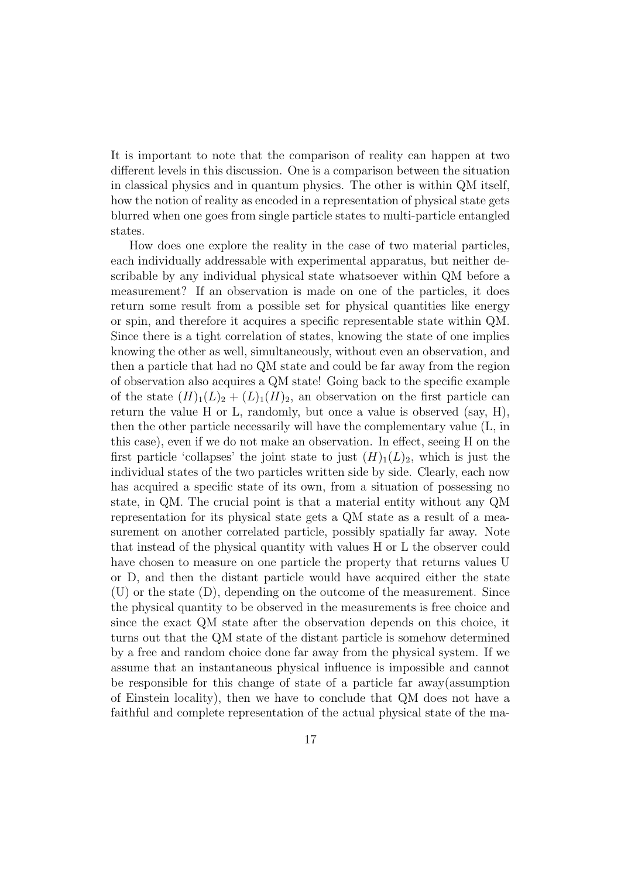It is important to note that the comparison of reality can happen at two different levels in this discussion. One is a comparison between the situation in classical physics and in quantum physics. The other is within QM itself, how the notion of reality as encoded in a representation of physical state gets blurred when one goes from single particle states to multi-particle entangled states.

How does one explore the reality in the case of two material particles, each individually addressable with experimental apparatus, but neither describable by any individual physical state whatsoever within QM before a measurement? If an observation is made on one of the particles, it does return some result from a possible set for physical quantities like energy or spin, and therefore it acquires a specific representable state within QM. Since there is a tight correlation of states, knowing the state of one implies knowing the other as well, simultaneously, without even an observation, and then a particle that had no QM state and could be far away from the region of observation also acquires a QM state! Going back to the specific example of the state $(H)_1(L)_2 + (L)_1(H)_2$, an observation on the first particle can return the value H or L, randomly, but once a value is observed (say, H), then the other particle necessarily will have the complementary value (L, in this case), even if we do not make an observation. In effect, seeing H on the first particle 'collapses' the joint state to just $(H)_1(L)_2$, which is just the individual states of the two particles written side by side. Clearly, each now has acquired a specific state of its own, from a situation of possessing no state, in QM. The crucial point is that a material entity without any QM representation for its physical state gets a QM state as a result of a measurement on another correlated particle, possibly spatially far away. Note that instead of the physical quantity with values H or L the observer could have chosen to measure on one particle the property that returns values U or D, and then the distant particle would have acquired either the state (U) or the state (D), depending on the outcome of the measurement. Since the physical quantity to be observed in the measurements is free choice and since the exact QM state after the observation depends on this choice, it turns out that the QM state of the distant particle is somehow determined by a free and random choice done far away from the physical system. If we assume that an instantaneous physical influence is impossible and cannot be responsible for this change of state of a particle far away(assumption of Einstein locality), then we have to conclude that QM does not have a faithful and complete representation of the actual physical state of the ma-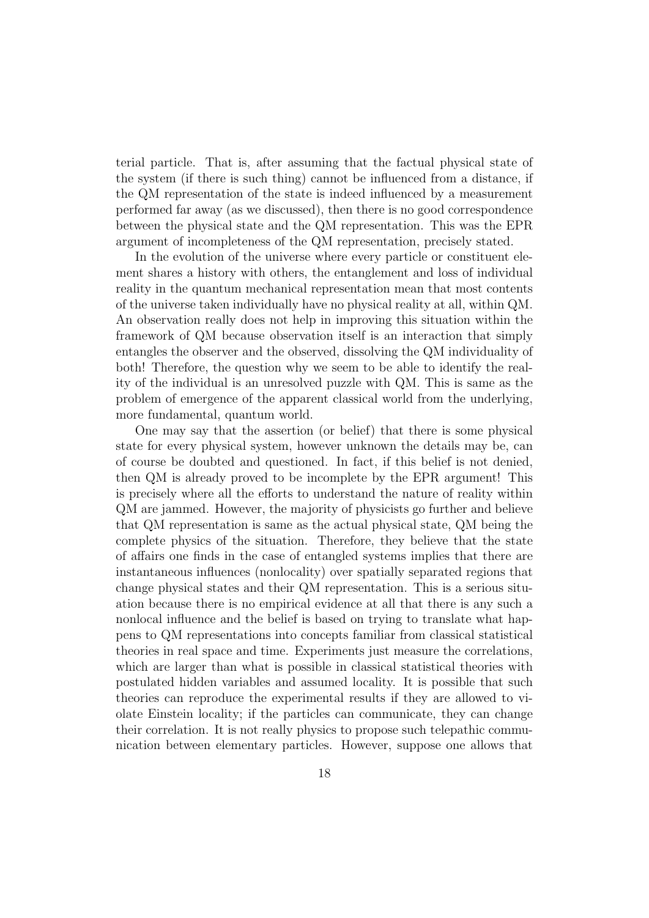terial particle. That is, after assuming that the factual physical state of the system (if there is such thing) cannot be influenced from a distance, if the QM representation of the state is indeed influenced by a measurement performed far away (as we discussed), then there is no good correspondence between the physical state and the QM representation. This was the EPR argument of incompleteness of the QM representation, precisely stated.

In the evolution of the universe where every particle or constituent element shares a history with others, the entanglement and loss of individual reality in the quantum mechanical representation mean that most contents of the universe taken individually have no physical reality at all, within QM. An observation really does not help in improving this situation within the framework of QM because observation itself is an interaction that simply entangles the observer and the observed, dissolving the QM individuality of both! Therefore, the question why we seem to be able to identify the reality of the individual is an unresolved puzzle with QM. This is same as the problem of emergence of the apparent classical world from the underlying, more fundamental, quantum world.

One may say that the assertion (or belief) that there is some physical state for every physical system, however unknown the details may be, can of course be doubted and questioned. In fact, if this belief is not denied, then QM is already proved to be incomplete by the EPR argument! This is precisely where all the efforts to understand the nature of reality within QM are jammed. However, the majority of physicists go further and believe that QM representation is same as the actual physical state, QM being the complete physics of the situation. Therefore, they believe that the state of affairs one finds in the case of entangled systems implies that there are instantaneous influences (nonlocality) over spatially separated regions that change physical states and their QM representation. This is a serious situation because there is no empirical evidence at all that there is any such a nonlocal influence and the belief is based on trying to translate what happens to QM representations into concepts familiar from classical statistical theories in real space and time. Experiments just measure the correlations, which are larger than what is possible in classical statistical theories with postulated hidden variables and assumed locality. It is possible that such theories can reproduce the experimental results if they are allowed to violate Einstein locality; if the particles can communicate, they can change their correlation. It is not really physics to propose such telepathic communication between elementary particles. However, suppose one allows that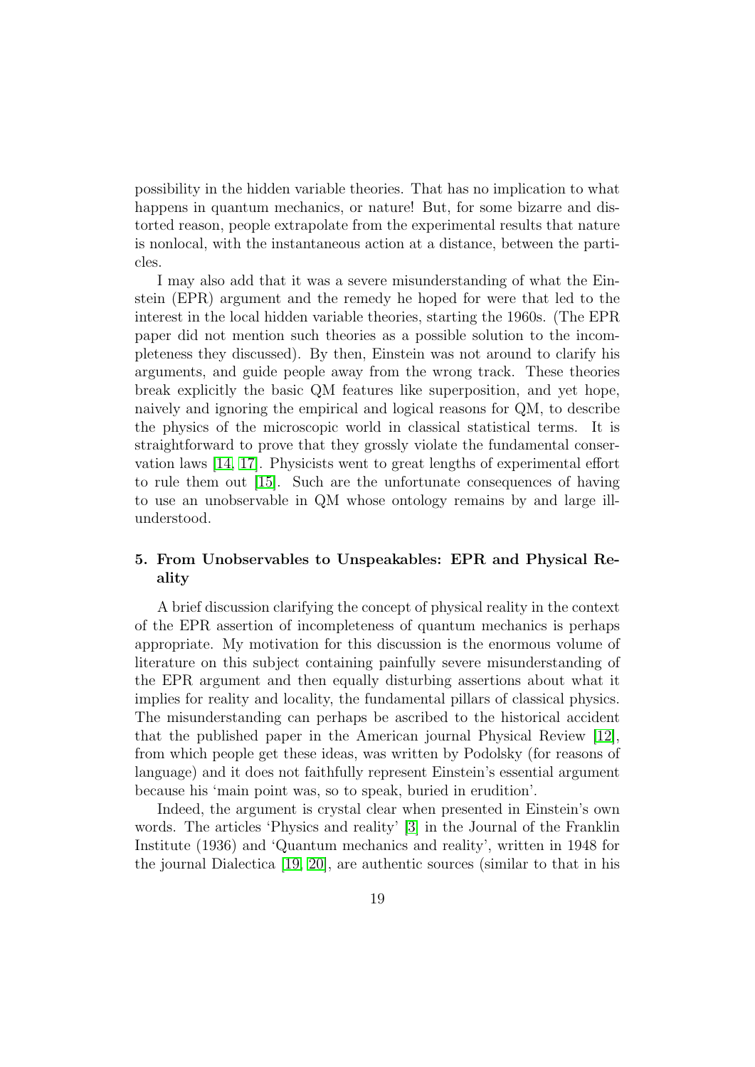possibility in the hidden variable theories. That has no implication to what happens in quantum mechanics, or nature! But, for some bizarre and distorted reason, people extrapolate from the experimental results that nature is nonlocal, with the instantaneous action at a distance, between the particles.

I may also add that it was a severe misunderstanding of what the Einstein (EPR) argument and the remedy he hoped for were that led to the interest in the local hidden variable theories, starting the 1960s. (The EPR paper did not mention such theories as a possible solution to the incompleteness they discussed). By then, Einstein was not around to clarify his arguments, and guide people away from the wrong track. These theories break explicitly the basic QM features like superposition, and yet hope, naively and ignoring the empirical and logical reasons for QM, to describe the physics of the microscopic world in classical statistical terms. It is straightforward to prove that they grossly violate the fundamental conservation laws [14, 17]. Physicists went to great lengths of experimental effort to rule them out [15]. Such are the unfortunate consequences of having to use an unobservable in QM whose ontology remains by and large ill-understood.

## 5. From Unobservables to Unspeakables: EPR and Physical Reality

A brief discussion clarifying the concept of physical reality in the context of the EPR assertion of incompleteness of quantum mechanics is perhaps appropriate. My motivation for this discussion is the enormous volume of literature on this subject containing painfully severe misunderstanding of the EPR argument and then equally disturbing assertions about what it implies for reality and locality, the fundamental pillars of classical physics. The misunderstanding can perhaps be ascribed to the historical accident that the published paper in the American journal Physical Review [12], from which people get these ideas, was written by Podolsky (for reasons of language) and it does not faithfully represent Einstein's essential argument because his 'main point was, so to speak, buried in erudition'.

Indeed, the argument is crystal clear when presented in Einstein's own words. The articles 'Physics and reality' [3] in the Journal of the Franklin Institute (1936) and 'Quantum mechanics and reality', written in 1948 for the journal Dialectica [19, 20], are authentic sources (similar to that in his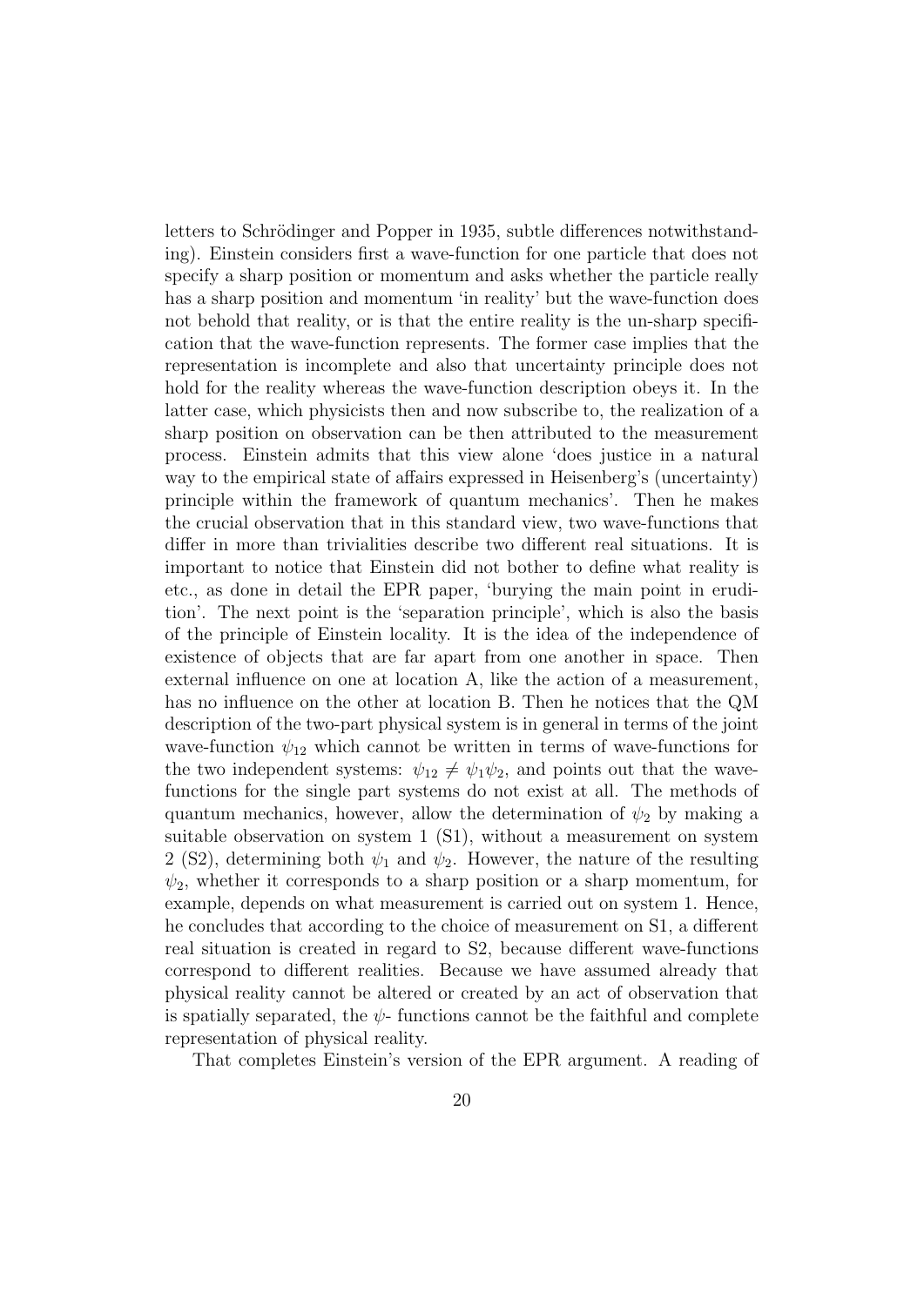letters to Schrödinger and Popper in 1935, subtle differences notwithstanding). Einstein considers first a wave-function for one particle that does not specify a sharp position or momentum and asks whether the particle really has a sharp position and momentum 'in reality' but the wave-function does not behold that reality, or is that the entire reality is the un-sharp specification that the wave-function represents. The former case implies that the representation is incomplete and also that uncertainty principle does not hold for the reality whereas the wave-function description obeys it. In the latter case, which physicists then and now subscribe to, the realization of a sharp position on observation can be then attributed to the measurement process. Einstein admits that this view alone 'does justice in a natural way to the empirical state of affairs expressed in Heisenberg's (uncertainty) principle within the framework of quantum mechanics'. Then he makes the crucial observation that in this standard view, two wave-functions that differ in more than trivialities describe two different real situations. It is important to notice that Einstein did not bother to define what reality is etc., as done in detail the EPR paper, 'burying the main point in erudition'. The next point is the 'separation principle', which is also the basis of the principle of Einstein locality. It is the idea of the independence of existence of objects that are far apart from one another in space. Then external influence on one at location A, like the action of a measurement, has no influence on the other at location B. Then he notices that the QM description of the two-part physical system is in general in terms of the joint wave-function $\psi_{12}$ which cannot be written in terms of wave-functions for the two independent systems: $\psi_{12} \neq \psi_1\psi_2$, and points out that the wave-functions for the single part systems do not exist at all. The methods of quantum mechanics, however, allow the determination of $\psi_2$ by making a suitable observation on system 1 (S1), without a measurement on system 2 (S2), determining both $\psi_1$ and $\psi_2$. However, the nature of the resulting $\psi_2$, whether it corresponds to a sharp position or a sharp momentum, for example, depends on what measurement is carried out on system 1. Hence, he concludes that according to the choice of measurement on S1, a different real situation is created in regard to S2, because different wave-functions correspond to different realities. Because we have assumed already that physical reality cannot be altered or created by an act of observation that is spatially separated, the $\psi$- functions cannot be the faithful and complete representation of physical reality.

That completes Einstein's version of the EPR argument. A reading of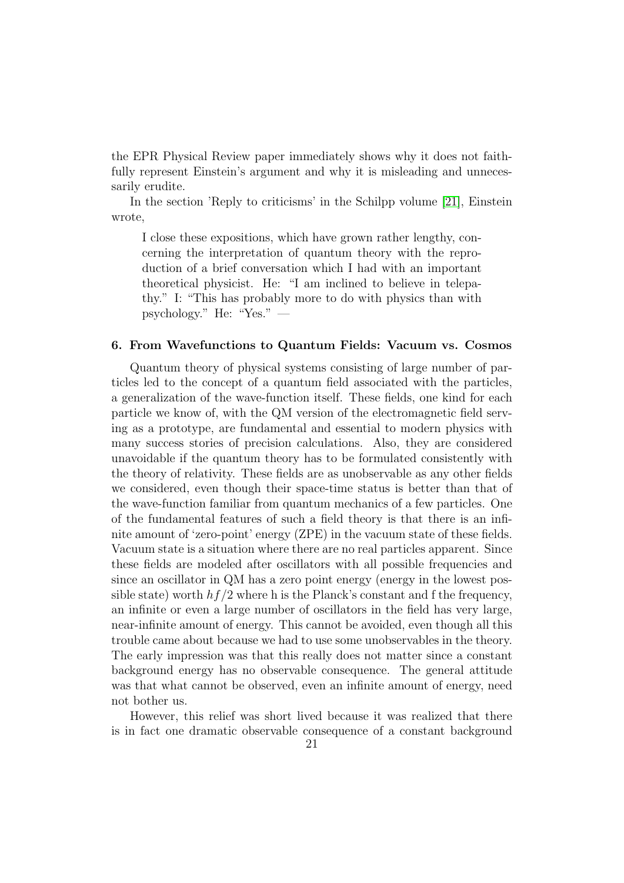the EPR Physical Review paper immediately shows why it does not faithfully represent Einstein's argument and why it is misleading and unnecessarily erudite.

In the section 'Reply to criticisms' in the Schilpp volume [21], Einstein wrote,

> I close these expositions, which have grown rather lengthy, concerning the interpretation of quantum theory with the reproduction of a brief conversation which I had with an important theoretical physicist. He: "I am inclined to believe in telepathy." I: "This has probably more to do with physics than with psychology." He: "Yes." —

### 6. From Wavefunctions to Quantum Fields: Vacuum vs. Cosmos

Quantum theory of physical systems consisting of large number of particles led to the concept of a quantum field associated with the particles, a generalization of the wave-function itself. These fields, one kind for each particle we know of, with the QM version of the electromagnetic field serving as a prototype, are fundamental and essential to modern physics with many success stories of precision calculations. Also, they are considered unavoidable if the quantum theory has to be formulated consistently with the theory of relativity. These fields are as unobservable as any other fields we considered, even though their space-time status is better than that of the wave-function familiar from quantum mechanics of a few particles. One of the fundamental features of such a field theory is that there is an infinite amount of 'zero-point' energy (ZPE) in the vacuum state of these fields. Vacuum state is a situation where there are no real particles apparent. Since these fields are modeled after oscillators with all possible frequencies and since an oscillator in QM has a zero point energy (energy in the lowest possible state) worth $hf/2$ where h is the Planck's constant and f the frequency, an infinite or even a large number of oscillators in the field has very large, near-infinite amount of energy. This cannot be avoided, even though all this trouble came about because we had to use some unobservables in the theory. The early impression was that this really does not matter since a constant background energy has no observable consequence. The general attitude was that what cannot be observed, even an infinite amount of energy, need not bother us.

However, this relief was short lived because it was realized that there is in fact one dramatic observable consequence of a constant background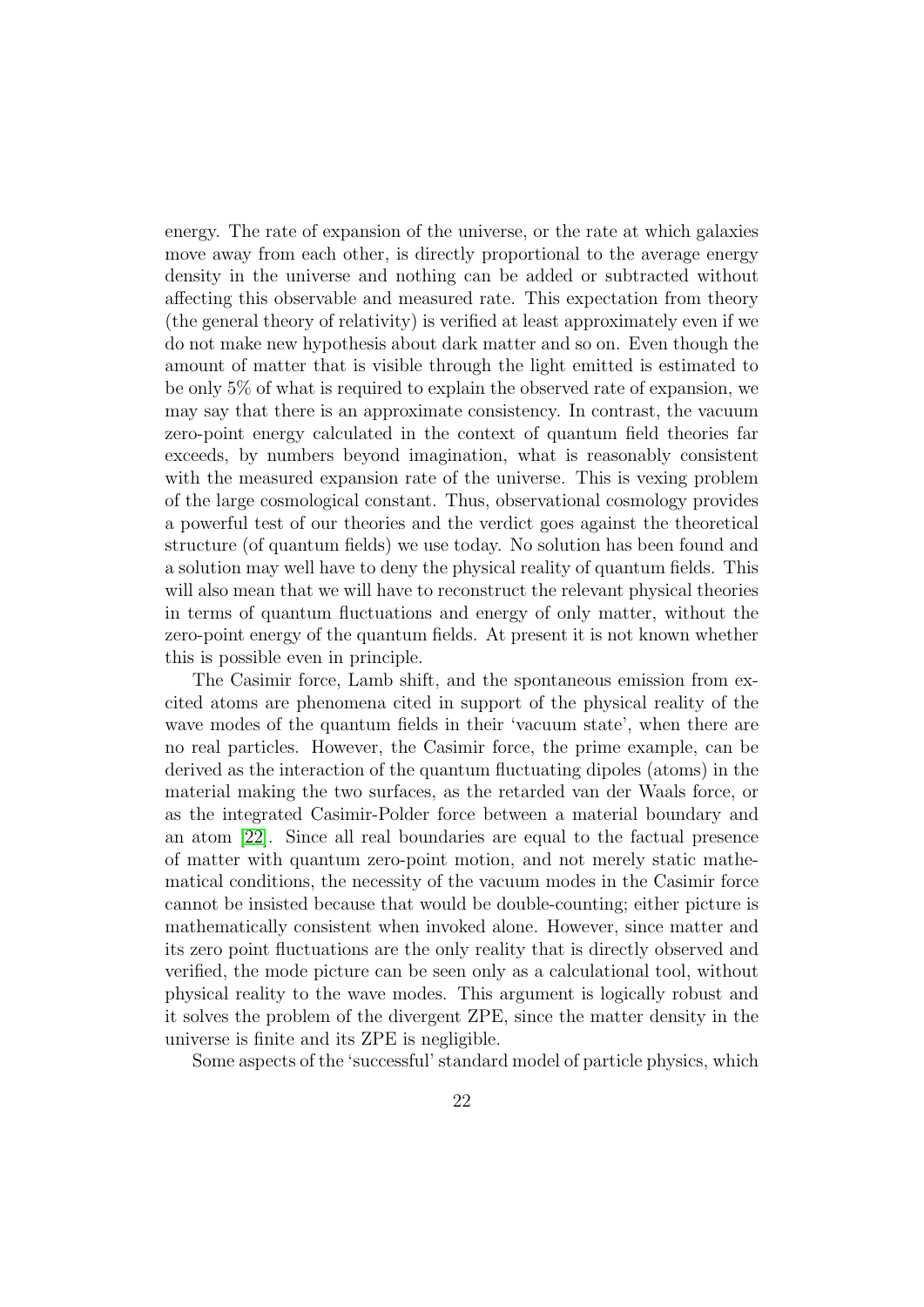energy. The rate of expansion of the universe, or the rate at which galaxies move away from each other, is directly proportional to the average energy density in the universe and nothing can be added or subtracted without affecting this observable and measured rate. This expectation from theory (the general theory of relativity) is verified at least approximately even if we do not make new hypothesis about dark matter and so on. Even though the amount of matter that is visible through the light emitted is estimated to be only 5% of what is required to explain the observed rate of expansion, we may say that there is an approximate consistency. In contrast, the vacuum zero-point energy calculated in the context of quantum field theories far exceeds, by numbers beyond imagination, what is reasonably consistent with the measured expansion rate of the universe. This is vexing problem of the large cosmological constant. Thus, observational cosmology provides a powerful test of our theories and the verdict goes against the theoretical structure (of quantum fields) we use today. No solution has been found and a solution may well have to deny the physical reality of quantum fields. This will also mean that we will have to reconstruct the relevant physical theories in terms of quantum fluctuations and energy of only matter, without the zero-point energy of the quantum fields. At present it is not known whether this is possible even in principle.

The Casimir force, Lamb shift, and the spontaneous emission from excited atoms are phenomena cited in support of the physical reality of the wave modes of the quantum fields in their 'vacuum state', when there are no real particles. However, the Casimir force, the prime example, can be derived as the interaction of the quantum fluctuating dipoles (atoms) in the material making the two surfaces, as the retarded van der Waals force, or as the integrated Casimir-Polder force between a material boundary and an atom [22]. Since all real boundaries are equal to the factual presence of matter with quantum zero-point motion, and not merely static mathematical conditions, the necessity of the vacuum modes in the Casimir force cannot be insisted because that would be double-counting; either picture is mathematically consistent when invoked alone. However, since matter and its zero point fluctuations are the only reality that is directly observed and verified, the mode picture can be seen only as a calculational tool, without physical reality to the wave modes. This argument is logically robust and it solves the problem of the divergent ZPE, since the matter density in the universe is finite and its ZPE is negligible.

Some aspects of the 'successful' standard model of particle physics, which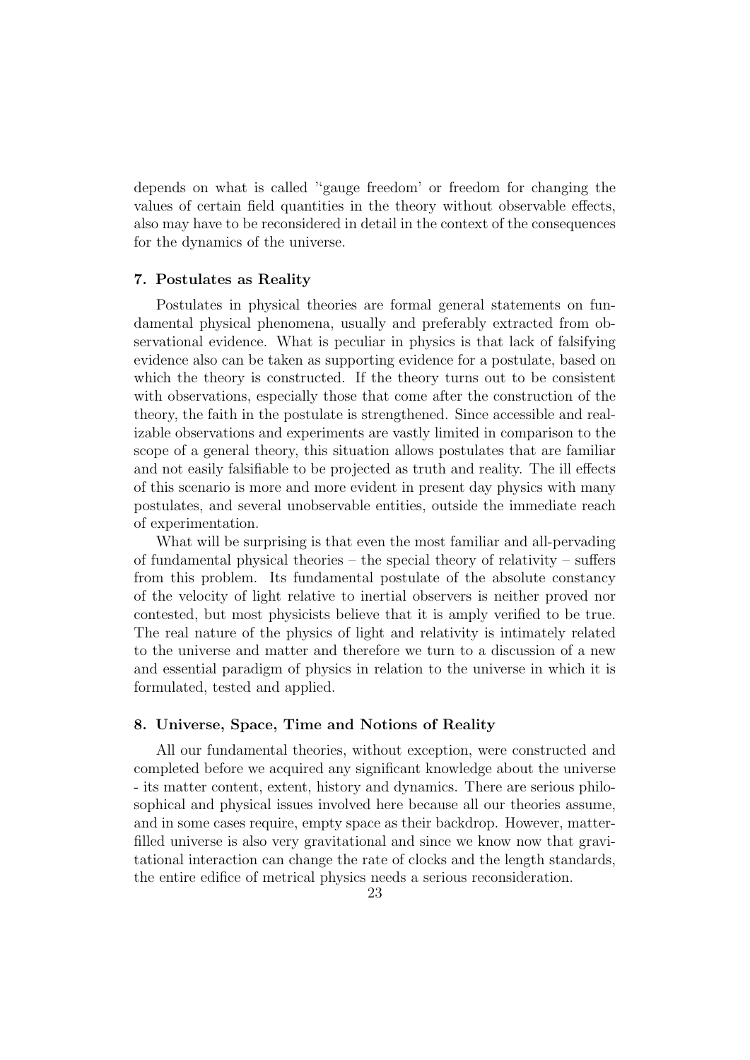depends on what is called ''gauge freedom' or freedom for changing the values of certain field quantities in the theory without observable effects, also may have to be reconsidered in detail in the context of the consequences for the dynamics of the universe.

### 7. Postulates as Reality

Postulates in physical theories are formal general statements on fundamental physical phenomena, usually and preferably extracted from observational evidence. What is peculiar in physics is that lack of falsifying evidence also can be taken as supporting evidence for a postulate, based on which the theory is constructed. If the theory turns out to be consistent with observations, especially those that come after the construction of the theory, the faith in the postulate is strengthened. Since accessible and realizable observations and experiments are vastly limited in comparison to the scope of a general theory, this situation allows postulates that are familiar and not easily falsifiable to be projected as truth and reality. The ill effects of this scenario is more and more evident in present day physics with many postulates, and several unobservable entities, outside the immediate reach of experimentation.

What will be surprising is that even the most familiar and all-pervading of fundamental physical theories – the special theory of relativity – suffers from this problem. Its fundamental postulate of the absolute constancy of the velocity of light relative to inertial observers is neither proved nor contested, but most physicists believe that it is amply verified to be true. The real nature of the physics of light and relativity is intimately related to the universe and matter and therefore we turn to a discussion of a new and essential paradigm of physics in relation to the universe in which it is formulated, tested and applied.

### 8. Universe, Space, Time and Notions of Reality

All our fundamental theories, without exception, were constructed and completed before we acquired any significant knowledge about the universe - its matter content, extent, history and dynamics. There are serious philosophical and physical issues involved here because all our theories assume, and in some cases require, empty space as their backdrop. However, matter-filled universe is also very gravitational and since we know now that gravitational interaction can change the rate of clocks and the length standards, the entire edifice of metrical physics needs a serious reconsideration.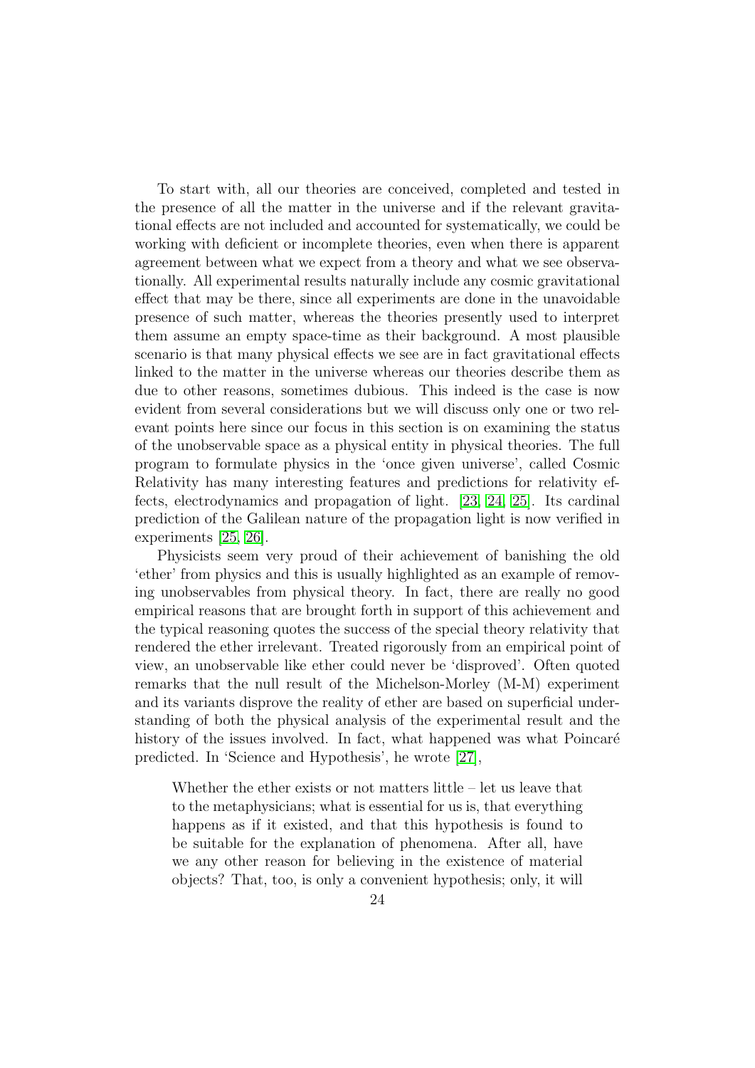To start with, all our theories are conceived, completed and tested in the presence of all the matter in the universe and if the relevant gravitational effects are not included and accounted for systematically, we could be working with deficient or incomplete theories, even when there is apparent agreement between what we expect from a theory and what we see observationally. All experimental results naturally include any cosmic gravitational effect that may be there, since all experiments are done in the unavoidable presence of such matter, whereas the theories presently used to interpret them assume an empty space-time as their background. A most plausible scenario is that many physical effects we see are in fact gravitational effects linked to the matter in the universe whereas our theories describe them as due to other reasons, sometimes dubious. This indeed is the case is now evident from several considerations but we will discuss only one or two relevant points here since our focus in this section is on examining the status of the unobservable space as a physical entity in physical theories. The full program to formulate physics in the 'once given universe', called Cosmic Relativity has many interesting features and predictions for relativity effects, electrodynamics and propagation of light. [23, 24, 25]. Its cardinal prediction of the Galilean nature of the propagation light is now verified in experiments [25, 26].

Physicists seem very proud of their achievement of banishing the old 'ether' from physics and this is usually highlighted as an example of removing unobservables from physical theory. In fact, there are really no good empirical reasons that are brought forth in support of this achievement and the typical reasoning quotes the success of the special theory relativity that rendered the ether irrelevant. Treated rigorously from an empirical point of view, an unobservable like ether could never be 'disproved'. Often quoted remarks that the null result of the Michelson-Morley (M-M) experiment and its variants disprove the reality of ether are based on superficial understanding of both the physical analysis of the experimental result and the history of the issues involved. In fact, what happened was what Poincaré predicted. In 'Science and Hypothesis', he wrote [27],

> Whether the ether exists or not matters little – let us leave that to the metaphysicians; what is essential for us is, that everything happens as if it existed, and that this hypothesis is found to be suitable for the explanation of phenomena. After all, have we any other reason for believing in the existence of material objects? That, too, is only a convenient hypothesis; only, it will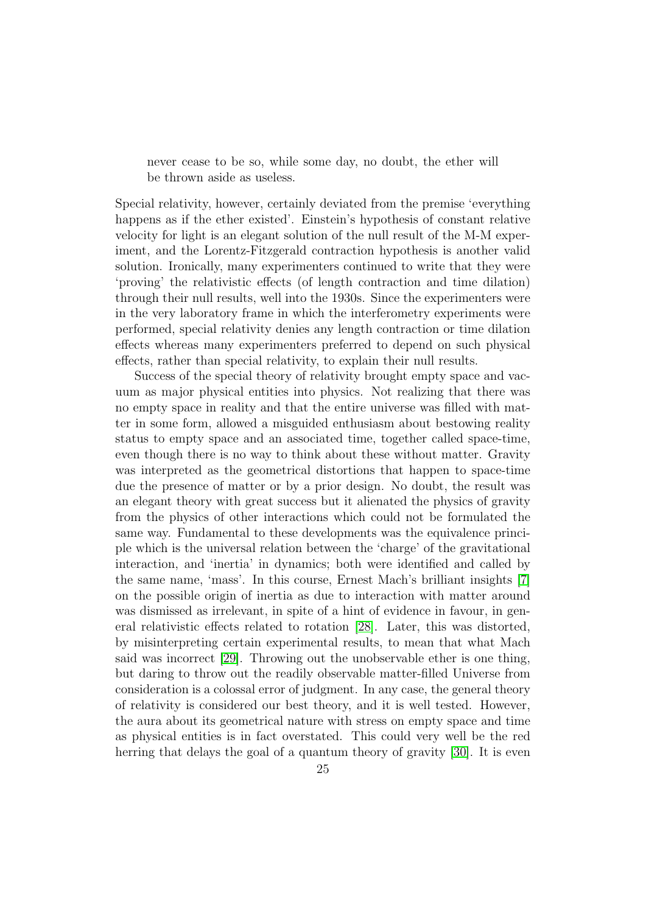> never cease to be so, while some day, no doubt, the ether will be thrown aside as useless.

Special relativity, however, certainly deviated from the premise 'everything happens as if the ether existed'. Einstein's hypothesis of constant relative velocity for light is an elegant solution of the null result of the M-M experiment, and the Lorentz-Fitzgerald contraction hypothesis is another valid solution. Ironically, many experimenters continued to write that they were 'proving' the relativistic effects (of length contraction and time dilation) through their null results, well into the 1930s. Since the experimenters were in the very laboratory frame in which the interferometry experiments were performed, special relativity denies any length contraction or time dilation effects whereas many experimenters preferred to depend on such physical effects, rather than special relativity, to explain their null results.

Success of the special theory of relativity brought empty space and vacuum as major physical entities into physics. Not realizing that there was no empty space in reality and that the entire universe was filled with matter in some form, allowed a misguided enthusiasm about bestowing reality status to empty space and an associated time, together called space-time, even though there is no way to think about these without matter. Gravity was interpreted as the geometrical distortions that happen to space-time due the presence of matter or by a prior design. No doubt, the result was an elegant theory with great success but it alienated the physics of gravity from the physics of other interactions which could not be formulated the same way. Fundamental to these developments was the equivalence principle which is the universal relation between the 'charge' of the gravitational interaction, and 'inertia' in dynamics; both were identified and called by the same name, 'mass'. In this course, Ernest Mach's brilliant insights [7] on the possible origin of inertia as due to interaction with matter around was dismissed as irrelevant, in spite of a hint of evidence in favour, in general relativistic effects related to rotation [28]. Later, this was distorted, by misinterpreting certain experimental results, to mean that what Mach said was incorrect [29]. Throwing out the unobservable ether is one thing, but daring to throw out the readily observable matter-filled Universe from consideration is a colossal error of judgment. In any case, the general theory of relativity is considered our best theory, and it is well tested. However, the aura about its geometrical nature with stress on empty space and time as physical entities is in fact overstated. This could very well be the red herring that delays the goal of a quantum theory of gravity [30]. It is even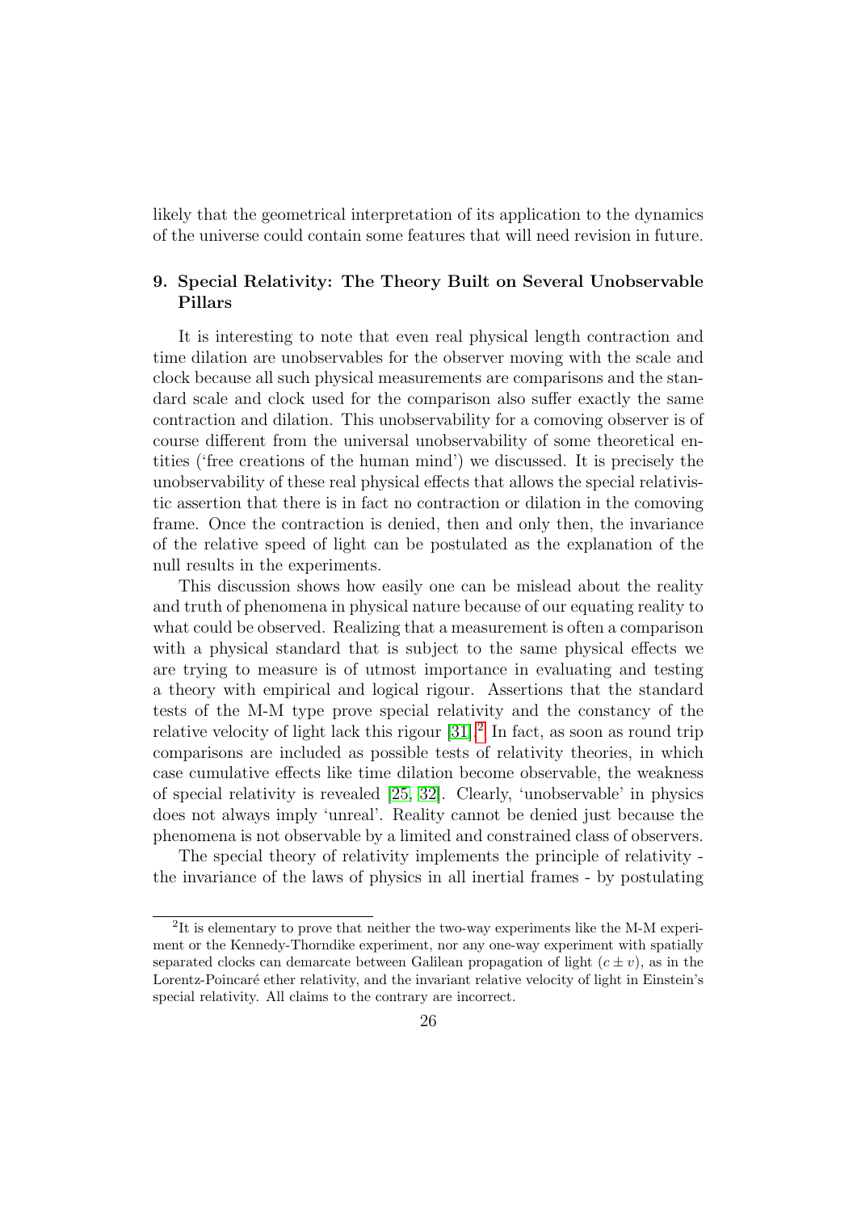likely that the geometrical interpretation of its application to the dynamics of the universe could contain some features that will need revision in future.

## 9. Special Relativity: The Theory Built on Several Unobservable Pillars

It is interesting to note that even real physical length contraction and time dilation are unobservables for the observer moving with the scale and clock because all such physical measurements are comparisons and the standard scale and clock used for the comparison also suffer exactly the same contraction and dilation. This unobservability for a comoving observer is of course different from the universal unobservability of some theoretical entities ('free creations of the human mind') we discussed. It is precisely the unobservability of these real physical effects that allows the special relativistic assertion that there is in fact no contraction or dilation in the comoving frame. Once the contraction is denied, then and only then, the invariance of the relative speed of light can be postulated as the explanation of the null results in the experiments.

This discussion shows how easily one can be mislead about the reality and truth of phenomena in physical nature because of our equating reality to what could be observed. Realizing that a measurement is often a comparison with a physical standard that is subject to the same physical effects we are trying to measure is of utmost importance in evaluating and testing a theory with empirical and logical rigour. Assertions that the standard tests of the M-M type prove special relativity and the constancy of the relative velocity of light lack this rigour [31].[2] In fact, as soon as round trip comparisons are included as possible tests of relativity theories, in which case cumulative effects like time dilation become observable, the weakness of special relativity is revealed [25, 32]. Clearly, 'unobservable' in physics does not always imply 'unreal'. Reality cannot be denied just because the phenomena is not observable by a limited and constrained class of observers.

The special theory of relativity implements the principle of relativity - the invariance of the laws of physics in all inertial frames - by postulating

[2] It is elementary to prove that neither the two-way experiments like the M-M experiment or the Kennedy-Thorndike experiment, nor any one-way experiment with spatially separated clocks can demarcate between Galilean propagation of light ($c \pm v$), as in the Lorentz-Poincaré ether relativity, and the invariant relative velocity of light in Einstein's special relativity. All claims to the contrary are incorrect.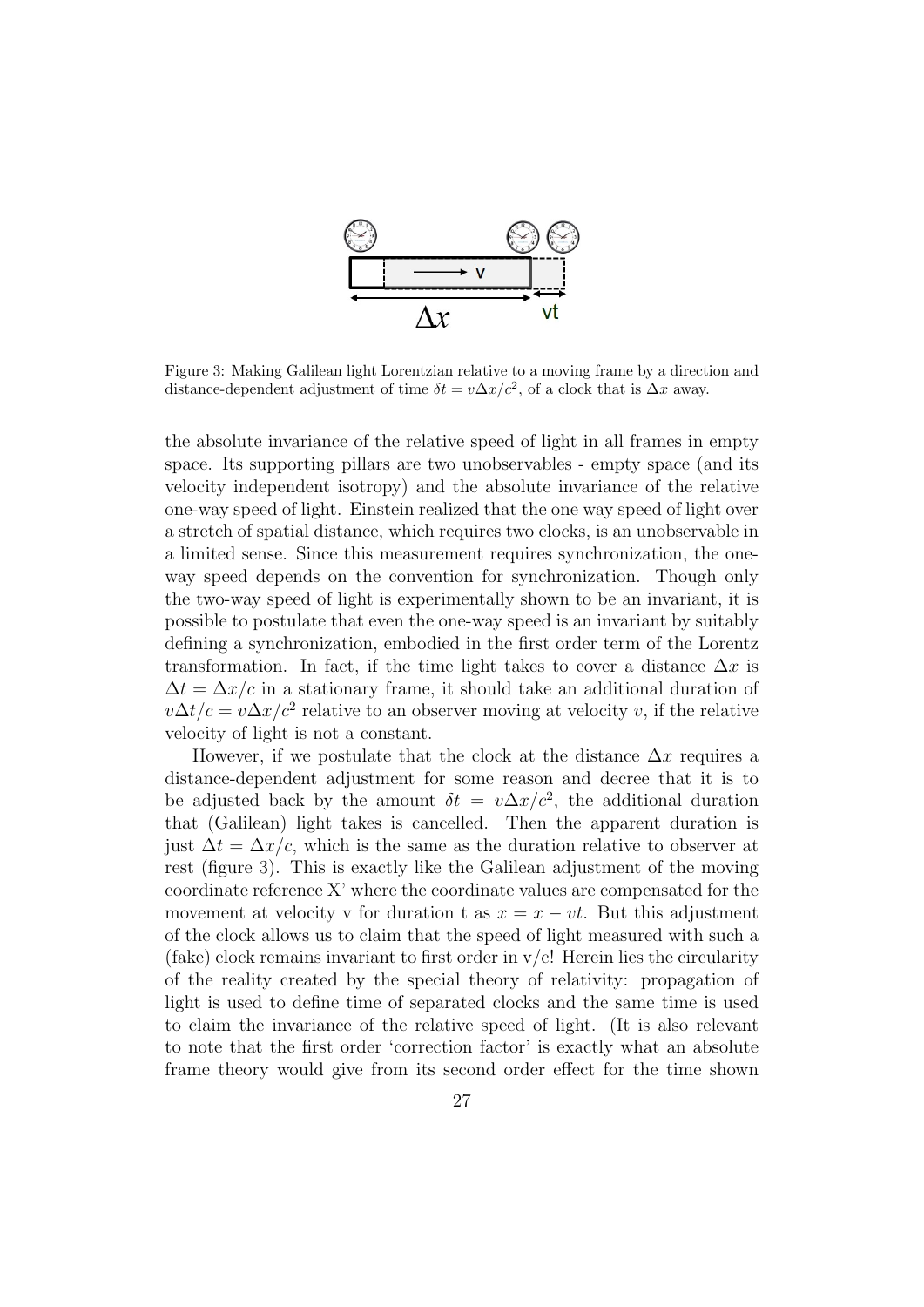Figure 3: Making Galilean light Lorentzian relative to a moving frame by a direction and distance-dependent adjustment of time $\delta t = v\Delta x/c^2$, of a clock that is $\Delta x$ away.

the absolute invariance of the relative speed of light in all frames in empty space. Its supporting pillars are two unobservables - empty space (and its velocity independent isotropy) and the absolute invariance of the relative one-way speed of light. Einstein realized that the one way speed of light over a stretch of spatial distance, which requires two clocks, is an unobservable in a limited sense. Since this measurement requires synchronization, the one-way speed depends on the convention for synchronization. Though only the two-way speed of light is experimentally shown to be an invariant, it is possible to postulate that even the one-way speed is an invariant by suitably defining a synchronization, embodied in the first order term of the Lorentz transformation. In fact, if the time light takes to cover a distance $\Delta x$ is $\Delta t = \Delta x/c$ in a stationary frame, it should take an additional duration of $v\Delta t/c = v\Delta x/c^2$ relative to an observer moving at velocity $v$, if the relative velocity of light is not a constant.

However, if we postulate that the clock at the distance $\Delta x$ requires a distance-dependent adjustment for some reason and decree that it is to be adjusted back by the amount $\delta t = v\Delta x/c^2$, the additional duration that (Galilean) light takes is cancelled. Then the apparent duration is just $\Delta t = \Delta x/c$, which is the same as the duration relative to observer at rest (figure 3). This is exactly like the Galilean adjustment of the moving coordinate reference X' where the coordinate values are compensated for the movement at velocity v for duration t as $x = x - vt$. But this adjustment of the clock allows us to claim that the speed of light measured with such a (fake) clock remains invariant to first order in v/c! Herein lies the circularity of the reality created by the special theory of relativity: propagation of light is used to define time of separated clocks and the same time is used to claim the invariance of the relative speed of light. (It is also relevant to note that the first order 'correction factor' is exactly what an absolute frame theory would give from its second order effect for the time shown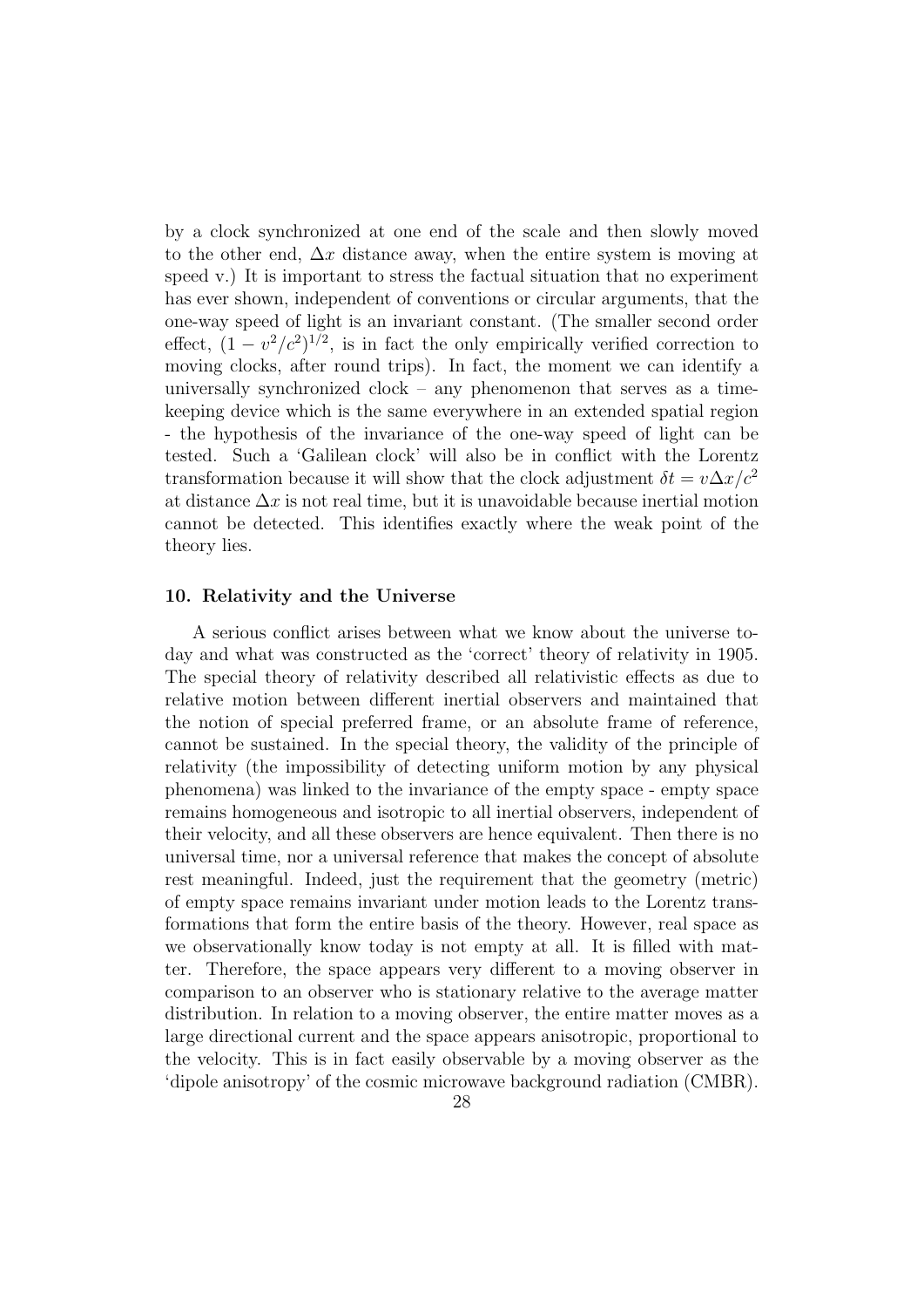by a clock synchronized at one end of the scale and then slowly moved to the other end, $\Delta x$ distance away, when the entire system is moving at speed v.) It is important to stress the factual situation that no experiment has ever shown, independent of conventions or circular arguments, that the one-way speed of light is an invariant constant. (The smaller second order effect, $(1 - v^2/c^2)^{1/2}$, is in fact the only empirically verified correction to moving clocks, after round trips). In fact, the moment we can identify a universally synchronized clock – any phenomenon that serves as a time-keeping device which is the same everywhere in an extended spatial region - the hypothesis of the invariance of the one-way speed of light can be tested. Such a 'Galilean clock' will also be in conflict with the Lorentz transformation because it will show that the clock adjustment $\delta t = v\Delta x/c^2$ at distance $\Delta x$ is not real time, but it is unavoidable because inertial motion cannot be detected. This identifies exactly where the weak point of the theory lies.

### 10. Relativity and the Universe

A serious conflict arises between what we know about the universe today and what was constructed as the 'correct' theory of relativity in 1905. The special theory of relativity described all relativistic effects as due to relative motion between different inertial observers and maintained that the notion of special preferred frame, or an absolute frame of reference, cannot be sustained. In the special theory, the validity of the principle of relativity (the impossibility of detecting uniform motion by any physical phenomena) was linked to the invariance of the empty space - empty space remains homogeneous and isotropic to all inertial observers, independent of their velocity, and all these observers are hence equivalent. Then there is no universal time, nor a universal reference that makes the concept of absolute rest meaningful. Indeed, just the requirement that the geometry (metric) of empty space remains invariant under motion leads to the Lorentz transformations that form the entire basis of the theory. However, real space as we observationally know today is not empty at all. It is filled with matter. Therefore, the space appears very different to a moving observer in comparison to an observer who is stationary relative to the average matter distribution. In relation to a moving observer, the entire matter moves as a large directional current and the space appears anisotropic, proportional to the velocity. This is in fact easily observable by a moving observer as the 'dipole anisotropy' of the cosmic microwave background radiation (CMBR).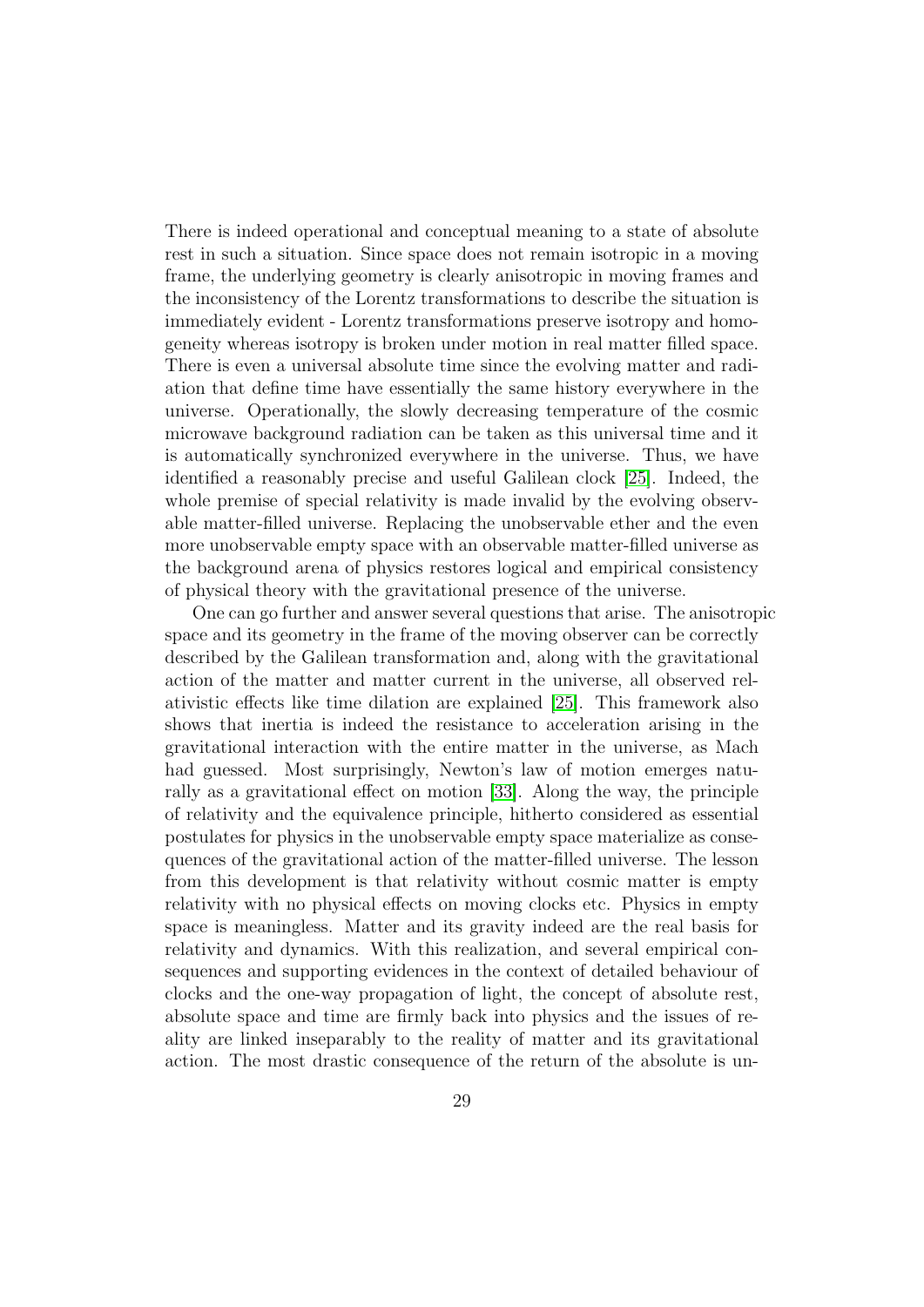There is indeed operational and conceptual meaning to a state of absolute rest in such a situation. Since space does not remain isotropic in a moving frame, the underlying geometry is clearly anisotropic in moving frames and the inconsistency of the Lorentz transformations to describe the situation is immediately evident - Lorentz transformations preserve isotropy and homogeneity whereas isotropy is broken under motion in real matter filled space. There is even a universal absolute time since the evolving matter and radiation that define time have essentially the same history everywhere in the universe. Operationally, the slowly decreasing temperature of the cosmic microwave background radiation can be taken as this universal time and it is automatically synchronized everywhere in the universe. Thus, we have identified a reasonably precise and useful Galilean clock [25]. Indeed, the whole premise of special relativity is made invalid by the evolving observable matter-filled universe. Replacing the unobservable ether and the even more unobservable empty space with an observable matter-filled universe as the background arena of physics restores logical and empirical consistency of physical theory with the gravitational presence of the universe.

One can go further and answer several questions that arise. The anisotropic space and its geometry in the frame of the moving observer can be correctly described by the Galilean transformation and, along with the gravitational action of the matter and matter current in the universe, all observed relativistic effects like time dilation are explained [25]. This framework also shows that inertia is indeed the resistance to acceleration arising in the gravitational interaction with the entire matter in the universe, as Mach had guessed. Most surprisingly, Newton's law of motion emerges naturally as a gravitational effect on motion [33]. Along the way, the principle of relativity and the equivalence principle, hitherto considered as essential postulates for physics in the unobservable empty space materialize as consequences of the gravitational action of the matter-filled universe. The lesson from this development is that relativity without cosmic matter is empty relativity with no physical effects on moving clocks etc. Physics in empty space is meaningless. Matter and its gravity indeed are the real basis for relativity and dynamics. With this realization, and several empirical consequences and supporting evidences in the context of detailed behaviour of clocks and the one-way propagation of light, the concept of absolute rest, absolute space and time are firmly back into physics and the issues of reality are linked inseparably to the reality of matter and its gravitational action. The most drastic consequence of the return of the absolute is un-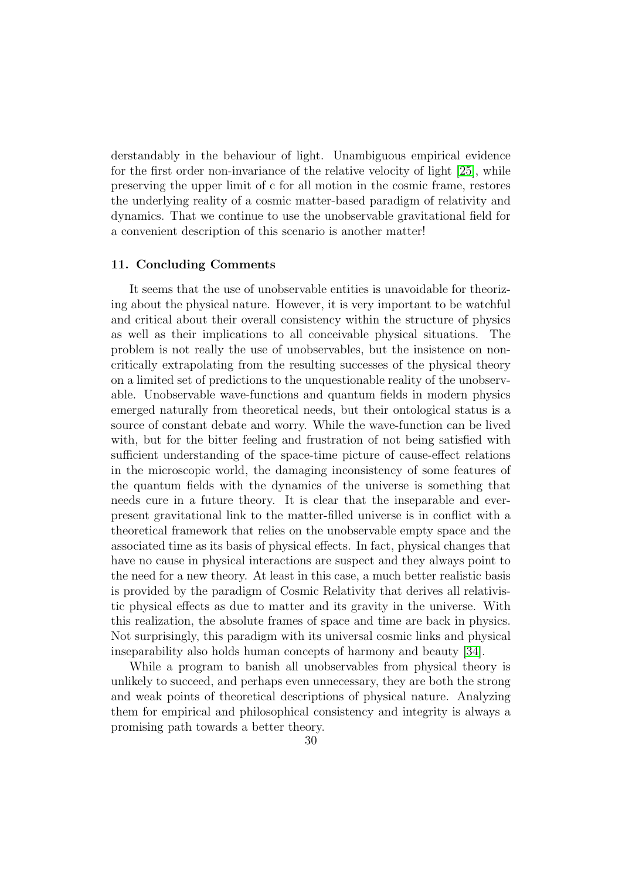derstandably in the behaviour of light. Unambiguous empirical evidence for the first order non-invariance of the relative velocity of light [25], while preserving the upper limit of c for all motion in the cosmic frame, restores the underlying reality of a cosmic matter-based paradigm of relativity and dynamics. That we continue to use the unobservable gravitational field for a convenient description of this scenario is another matter!

### 11. Concluding Comments

It seems that the use of unobservable entities is unavoidable for theorizing about the physical nature. However, it is very important to be watchful and critical about their overall consistency within the structure of physics as well as their implications to all conceivable physical situations. The problem is not really the use of unobservables, but the insistence on non-critically extrapolating from the resulting successes of the physical theory on a limited set of predictions to the unquestionable reality of the unobservable. Unobservable wave-functions and quantum fields in modern physics emerged naturally from theoretical needs, but their ontological status is a source of constant debate and worry. While the wave-function can be lived with, but for the bitter feeling and frustration of not being satisfied with sufficient understanding of the space-time picture of cause-effect relations in the microscopic world, the damaging inconsistency of some features of the quantum fields with the dynamics of the universe is something that needs cure in a future theory. It is clear that the inseparable and ever-present gravitational link to the matter-filled universe is in conflict with a theoretical framework that relies on the unobservable empty space and the associated time as its basis of physical effects. In fact, physical changes that have no cause in physical interactions are suspect and they always point to the need for a new theory. At least in this case, a much better realistic basis is provided by the paradigm of Cosmic Relativity that derives all relativistic physical effects as due to matter and its gravity in the universe. With this realization, the absolute frames of space and time are back in physics. Not surprisingly, this paradigm with its universal cosmic links and physical inseparability also holds human concepts of harmony and beauty [34].

While a program to banish all unobservables from physical theory is unlikely to succeed, and perhaps even unnecessary, they are both the strong and weak points of theoretical descriptions of physical nature. Analyzing them for empirical and philosophical consistency and integrity is always a promising path towards a better theory.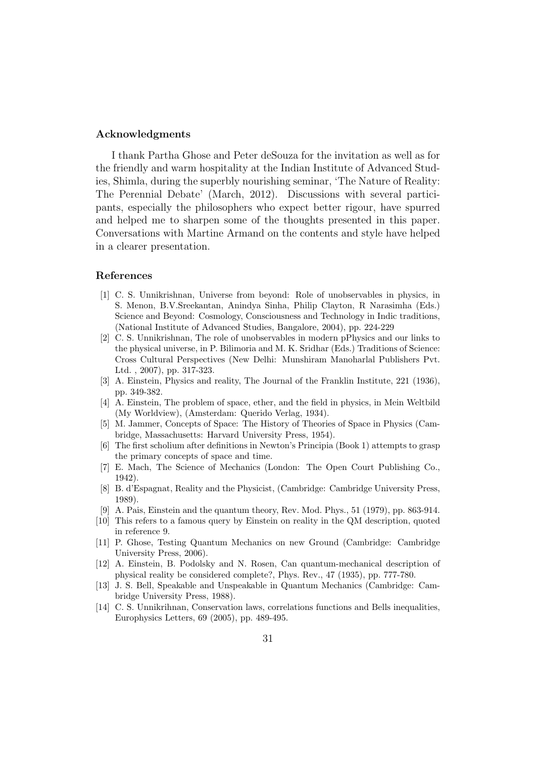## Acknowledgments

I thank Partha Ghose and Peter deSouza for the invitation as well as for the friendly and warm hospitality at the Indian Institute of Advanced Studies, Shimla, during the superbly nourishing seminar, 'The Nature of Reality: The Perennial Debate' (March, 2012). Discussions with several participants, especially the philosophers who expect better rigour, have spurred and helped me to sharpen some of the thoughts presented in this paper. Conversations with Martine Armand on the contents and style have helped in a clearer presentation.

## References

[1] C. S. Unnikrishnan, Universe from beyond: Role of unobservables in physics, in S. Menon, B.V.Sreekantan, Anindya Sinha, Philip Clayton, R Narasimha (Eds.) Science and Beyond: Cosmology, Consciousness and Technology in Indic traditions, (National Institute of Advanced Studies, Bangalore, 2004), pp. 224-229

[2] C. S. Unnikrishnan, The role of unobservables in modern pPhysics and our links to the physical universe, in P. Bilimoria and M. K. Sridhar (Eds.) Traditions of Science: Cross Cultural Perspectives (New Delhi: Munshiram Manoharlal Publishers Pvt. Ltd. , 2007), pp. 317-323.

[3] A. Einstein, Physics and reality, The Journal of the Franklin Institute, 221 (1936), pp. 349-382.

[4] A. Einstein, The problem of space, ether, and the field in physics, in Mein Weltbild (My Worldview), (Amsterdam: Querido Verlag, 1934).

[5] M. Jammer, Concepts of Space: The History of Theories of Space in Physics (Cambridge, Massachusetts: Harvard University Press, 1954).

[6] The first scholium after definitions in Newton's Principia (Book 1) attempts to grasp the primary concepts of space and time.

[7] E. Mach, The Science of Mechanics (London: The Open Court Publishing Co., 1942).

[8] B. d'Espagnat, Reality and the Physicist, (Cambridge: Cambridge University Press, 1989).

[9] A. Pais, Einstein and the quantum theory, Rev. Mod. Phys., 51 (1979), pp. 863-914.

[10] This refers to a famous query by Einstein on reality in the QM description, quoted in reference 9.

[11] P. Ghose, Testing Quantum Mechanics on new Ground (Cambridge: Cambridge University Press, 2006).

[12] A. Einstein, B. Podolsky and N. Rosen, Can quantum-mechanical description of physical reality be considered complete?, Phys. Rev., 47 (1935), pp. 777-780.

[13] J. S. Bell, Speakable and Unspeakable in Quantum Mechanics (Cambridge: Cambridge University Press, 1988).

[14] C. S. Unnikrihnan, Conservation laws, correlations functions and Bells inequalities, Europhysics Letters, 69 (2005), pp. 489-495.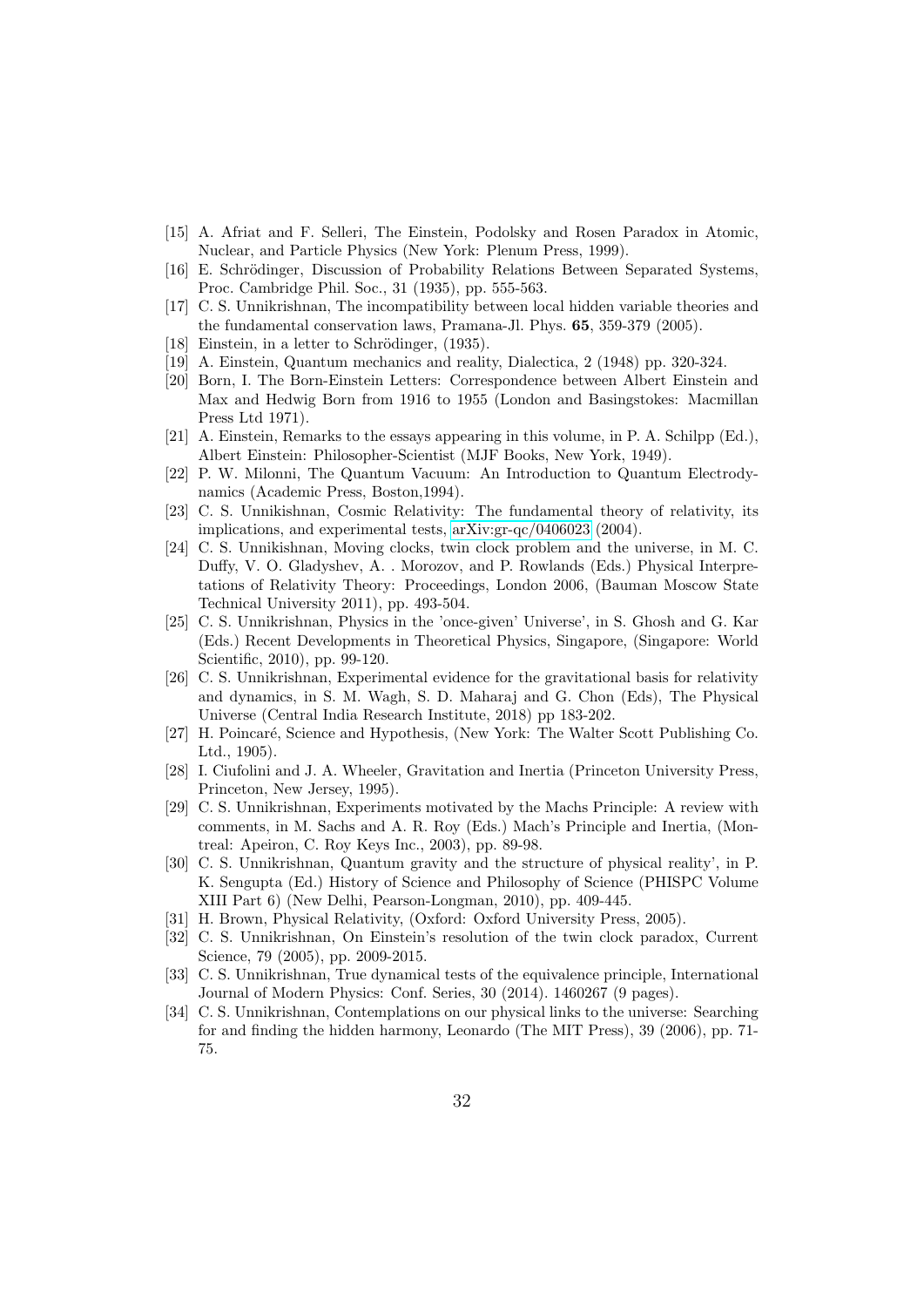[15] A. Afriat and F. Selleri, The Einstein, Podolsky and Rosen Paradox in Atomic, Nuclear, and Particle Physics (New York: Plenum Press, 1999).

[16] E. Schrödinger, Discussion of Probability Relations Between Separated Systems, Proc. Cambridge Phil. Soc., 31 (1935), pp. 555-563.

[17] C. S. Unnikrishnan, The incompatibility between local hidden variable theories and the fundamental conservation laws, Pramana-Jl. Phys. **65**, 359-379 (2005).

[18] Einstein, in a letter to Schrödinger, (1935).

[19] A. Einstein, Quantum mechanics and reality, Dialectica, 2 (1948) pp. 320-324.

[20] Born, I. The Born-Einstein Letters: Correspondence between Albert Einstein and Max and Hedwig Born from 1916 to 1955 (London and Basingstokes: Macmillan Press Ltd 1971).

[21] A. Einstein, Remarks to the essays appearing in this volume, in P. A. Schilpp (Ed.), Albert Einstein: Philosopher-Scientist (MJF Books, New York, 1949).

[22] P. W. Milonni, The Quantum Vacuum: An Introduction to Quantum Electrodynamics (Academic Press, Boston,1994).

[23] C. S. Unnikishnan, Cosmic Relativity: The fundamental theory of relativity, its implications, and experimental tests, arXiv:gr-qc/0406023 (2004).

[24] C. S. Unnikishnan, Moving clocks, twin clock problem and the universe, in M. C. Duffy, V. O. Gladyshev, A. . Morozov, and P. Rowlands (Eds.) Physical Interpretations of Relativity Theory: Proceedings, London 2006, (Bauman Moscow State Technical University 2011), pp. 493-504.

[25] C. S. Unnikrishnan, Physics in the 'once-given' Universe', in S. Ghosh and G. Kar (Eds.) Recent Developments in Theoretical Physics, Singapore, (Singapore: World Scientific, 2010), pp. 99-120.

[26] C. S. Unnikrishnan, Experimental evidence for the gravitational basis for relativity and dynamics, in S. M. Wagh, S. D. Maharaj and G. Chon (Eds), The Physical Universe (Central India Research Institute, 2018) pp 183-202.

[27] H. Poincaré, Science and Hypothesis, (New York: The Walter Scott Publishing Co. Ltd., 1905).

[28] I. Ciufolini and J. A. Wheeler, Gravitation and Inertia (Princeton University Press, Princeton, New Jersey, 1995).

[29] C. S. Unnikrishnan, Experiments motivated by the Machs Principle: A review with comments, in M. Sachs and A. R. Roy (Eds.) Mach's Principle and Inertia, (Montreal: Apeiron, C. Roy Keys Inc., 2003), pp. 89-98.

[30] C. S. Unnikrishnan, Quantum gravity and the structure of physical reality', in P. K. Sengupta (Ed.) History of Science and Philosophy of Science (PHISPC Volume XIII Part 6) (New Delhi, Pearson-Longman, 2010), pp. 409-445.

[31] H. Brown, Physical Relativity, (Oxford: Oxford University Press, 2005).

[32] C. S. Unnikrishnan, On Einstein's resolution of the twin clock paradox, Current Science, 79 (2005), pp. 2009-2015.

[33] C. S. Unnikrishnan, True dynamical tests of the equivalence principle, International Journal of Modern Physics: Conf. Series, 30 (2014). 1460267 (9 pages).

[34] C. S. Unnikrishnan, Contemplations on our physical links to the universe: Searching for and finding the hidden harmony, Leonardo (The MIT Press), 39 (2006), pp. 71-75.